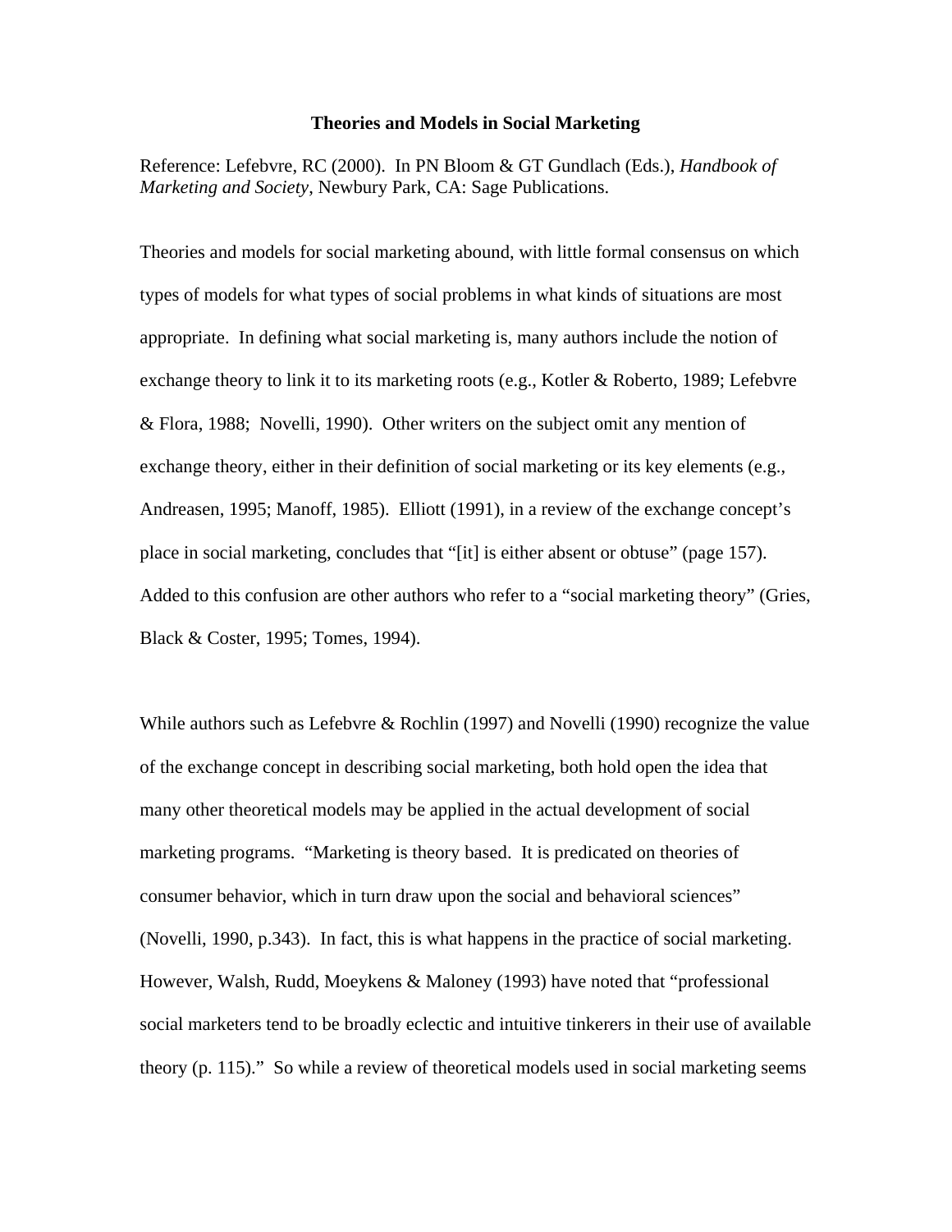# Theories and Models in Social Marketing

Reference: Lefebvre, RC (2000). In PN Bloom & GT Gundlach (Eds.), *Handbook of Marketing and Society*, Newbury Park, CA: Sage Publications.

Theories and models for social marketing abound, with little formal consensus on which types of models for what types of social problems in what kinds of situations are most appropriate. In defining what social marketing is, many authors include the notion of exchange theory to link it to its marketing roots (e.g., Kotler & Roberto, 1989; Lefebvre & Flora, 1988; Novelli, 1990). Other writers on the subject omit any mention of exchange theory, either in their definition of social marketing or its key elements (e.g., Andreasen, 1995; Manoff, 1985). Elliott (1991), in a review of the exchange concept's place in social marketing, concludes that "[it] is either absent or obtuse" (page 157). Added to this confusion are other authors who refer to a "social marketing theory" (Gries, Black & Coster, 1995; Tomes, 1994).

While authors such as Lefebvre & Rochlin (1997) and Novelli (1990) recognize the value of the exchange concept in describing social marketing, both hold open the idea that many other theoretical models may be applied in the actual development of social marketing programs. "Marketing is theory based. It is predicated on theories of consumer behavior, which in turn draw upon the social and behavioral sciences" (Novelli, 1990, p.343). In fact, this is what happens in the practice of social marketing. However, Walsh, Rudd, Moeykens & Maloney (1993) have noted that "professional social marketers tend to be broadly eclectic and intuitive tinkerers in their use of available theory (p. 115)." So while a review of theoretical models used in social marketing seems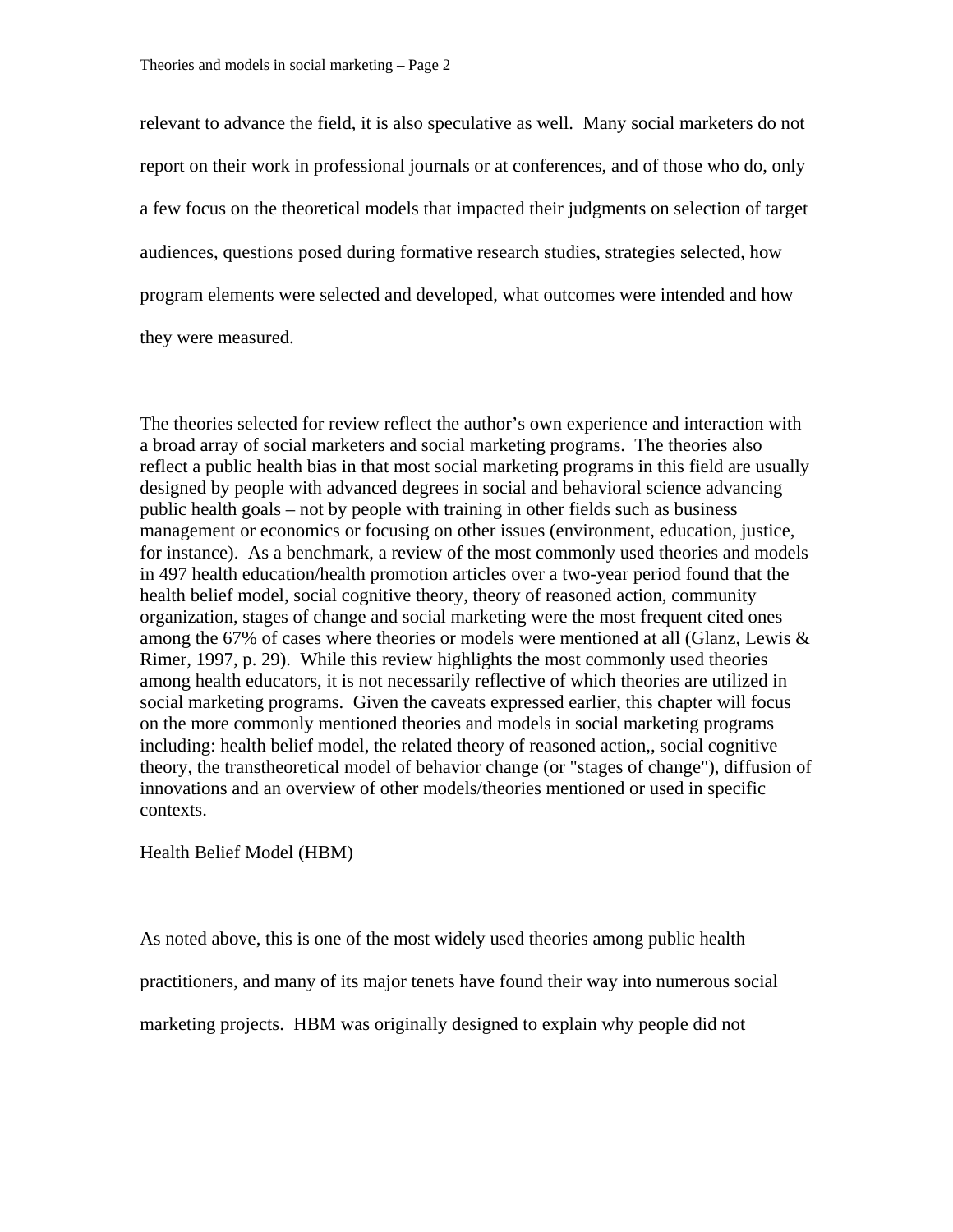relevant to advance the field, it is also speculative as well. Many social marketers do not report on their work in professional journals or at conferences, and of those who do, only a few focus on the theoretical models that impacted their judgments on selection of target audiences, questions posed during formative research studies, strategies selected, how program elements were selected and developed, what outcomes were intended and how they were measured.

The theories selected for review reflect the author's own experience and interaction with a broad array of social marketers and social marketing programs. The theories also reflect a public health bias in that most social marketing programs in this field are usually designed by people with advanced degrees in social and behavioral science advancing public health goals – not by people with training in other fields such as business management or economics or focusing on other issues (environment, education, justice, for instance). As a benchmark, a review of the most commonly used theories and models in 497 health education/health promotion articles over a two-year period found that the health belief model, social cognitive theory, theory of reasoned action, community organization, stages of change and social marketing were the most frequent cited ones among the 67% of cases where theories or models were mentioned at all (Glanz, Lewis & Rimer, 1997, p. 29). While this review highlights the most commonly used theories among health educators, it is not necessarily reflective of which theories are utilized in social marketing programs. Given the caveats expressed earlier, this chapter will focus on the more commonly mentioned theories and models in social marketing programs including: health belief model, the related theory of reasoned action,, social cognitive theory, the transtheoretical model of behavior change (or "stages of change"), diffusion of innovations and an overview of other models/theories mentioned or used in specific contexts.

## Health Belief Model (HBM)

As noted above, this is one of the most widely used theories among public health practitioners, and many of its major tenets have found their way into numerous social marketing projects. HBM was originally designed to explain why people did not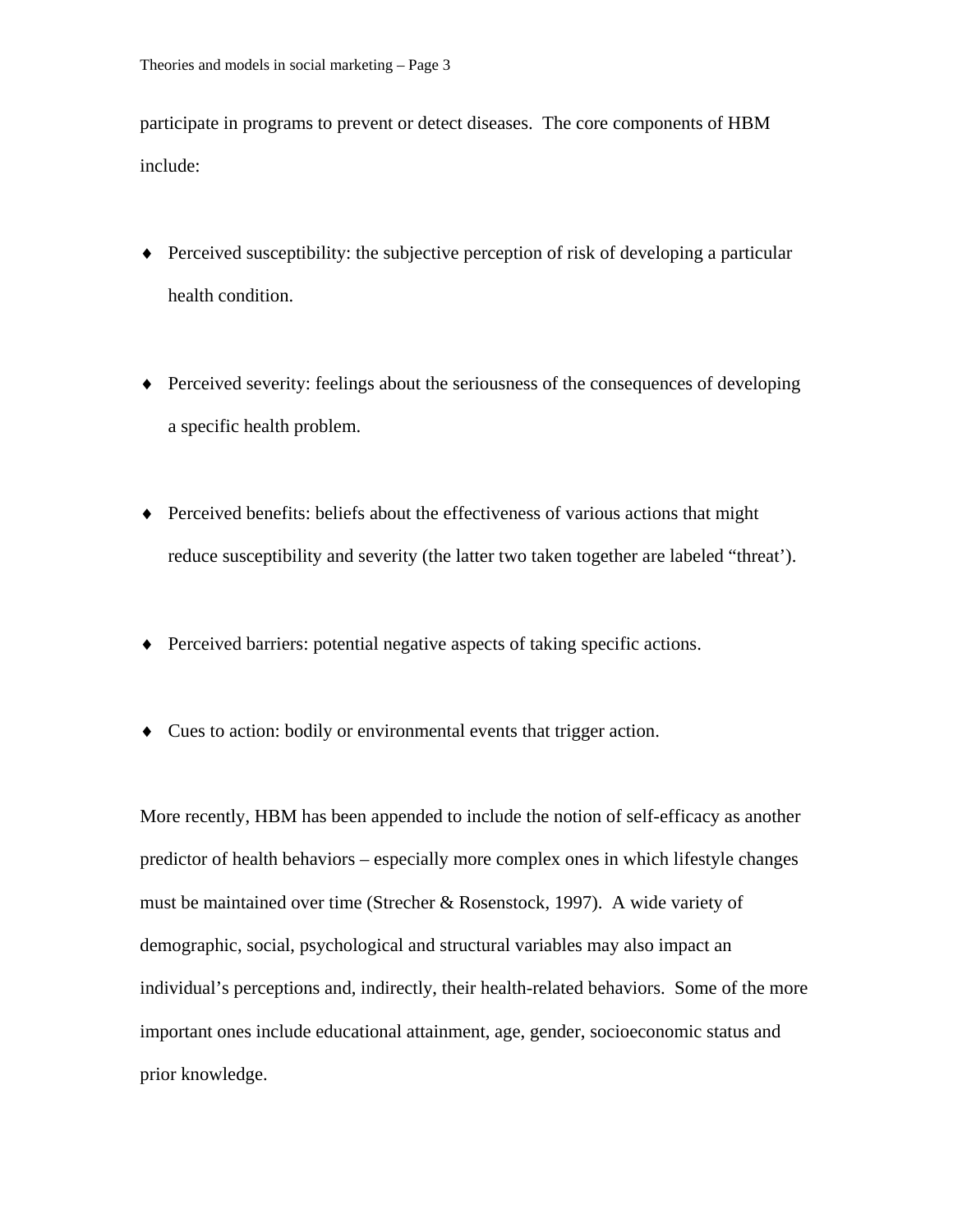participate in programs to prevent or detect diseases. The core components of HBM include:

- Perceived susceptibility: the subjective perception of risk of developing a particular health condition.

- Perceived severity: feelings about the seriousness of the consequences of developing a specific health problem.

- Perceived benefits: beliefs about the effectiveness of various actions that might reduce susceptibility and severity (the latter two taken together are labeled "threat').

- Perceived barriers: potential negative aspects of taking specific actions.

- Cues to action: bodily or environmental events that trigger action.

More recently, HBM has been appended to include the notion of self-efficacy as another predictor of health behaviors – especially more complex ones in which lifestyle changes must be maintained over time (Strecher & Rosenstock, 1997). A wide variety of demographic, social, psychological and structural variables may also impact an individual's perceptions and, indirectly, their health-related behaviors. Some of the more important ones include educational attainment, age, gender, socioeconomic status and prior knowledge.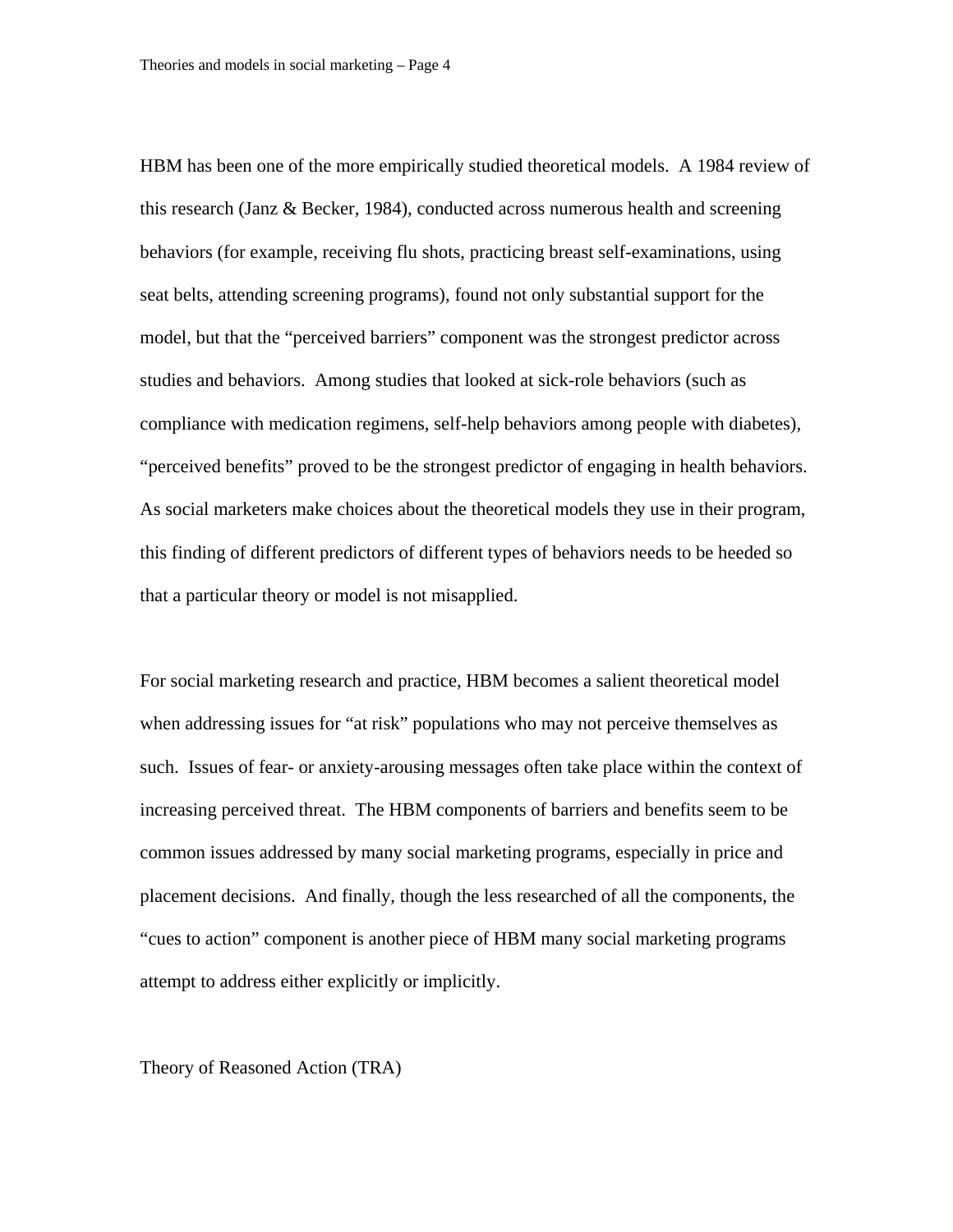HBM has been one of the more empirically studied theoretical models. A 1984 review of this research (Janz & Becker, 1984), conducted across numerous health and screening behaviors (for example, receiving flu shots, practicing breast self-examinations, using seat belts, attending screening programs), found not only substantial support for the model, but that the "perceived barriers" component was the strongest predictor across studies and behaviors. Among studies that looked at sick-role behaviors (such as compliance with medication regimens, self-help behaviors among people with diabetes), "perceived benefits" proved to be the strongest predictor of engaging in health behaviors. As social marketers make choices about the theoretical models they use in their program, this finding of different predictors of different types of behaviors needs to be heeded so that a particular theory or model is not misapplied.

For social marketing research and practice, HBM becomes a salient theoretical model when addressing issues for "at risk" populations who may not perceive themselves as such. Issues of fear- or anxiety-arousing messages often take place within the context of increasing perceived threat. The HBM components of barriers and benefits seem to be common issues addressed by many social marketing programs, especially in price and placement decisions. And finally, though the less researched of all the components, the "cues to action" component is another piece of HBM many social marketing programs attempt to address either explicitly or implicitly.

## Theory of Reasoned Action (TRA)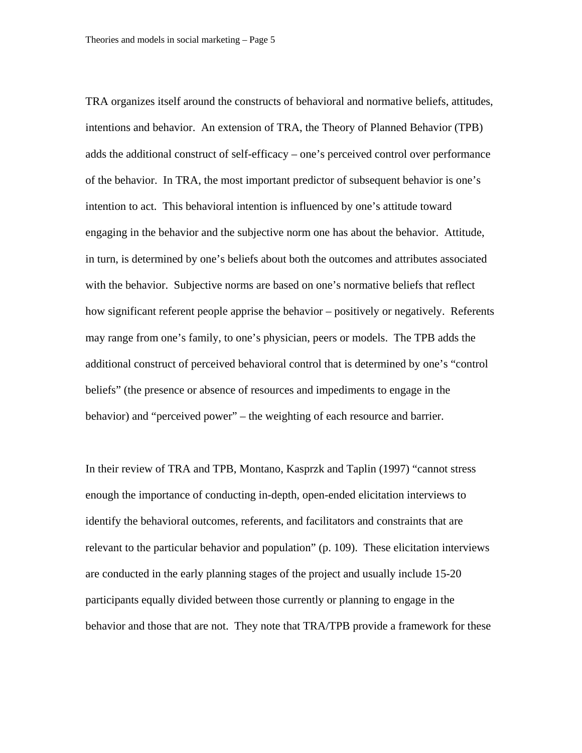TRA organizes itself around the constructs of behavioral and normative beliefs, attitudes, intentions and behavior. An extension of TRA, the Theory of Planned Behavior (TPB) adds the additional construct of self-efficacy – one's perceived control over performance of the behavior. In TRA, the most important predictor of subsequent behavior is one's intention to act. This behavioral intention is influenced by one's attitude toward engaging in the behavior and the subjective norm one has about the behavior. Attitude, in turn, is determined by one's beliefs about both the outcomes and attributes associated with the behavior. Subjective norms are based on one's normative beliefs that reflect how significant referent people apprise the behavior – positively or negatively. Referents may range from one's family, to one's physician, peers or models. The TPB adds the additional construct of perceived behavioral control that is determined by one's "control beliefs" (the presence or absence of resources and impediments to engage in the behavior) and "perceived power" – the weighting of each resource and barrier.

In their review of TRA and TPB, Montano, Kasprzk and Taplin (1997) "cannot stress enough the importance of conducting in-depth, open-ended elicitation interviews to identify the behavioral outcomes, referents, and facilitators and constraints that are relevant to the particular behavior and population" (p. 109). These elicitation interviews are conducted in the early planning stages of the project and usually include 15-20 participants equally divided between those currently or planning to engage in the behavior and those that are not. They note that TRA/TPB provide a framework for these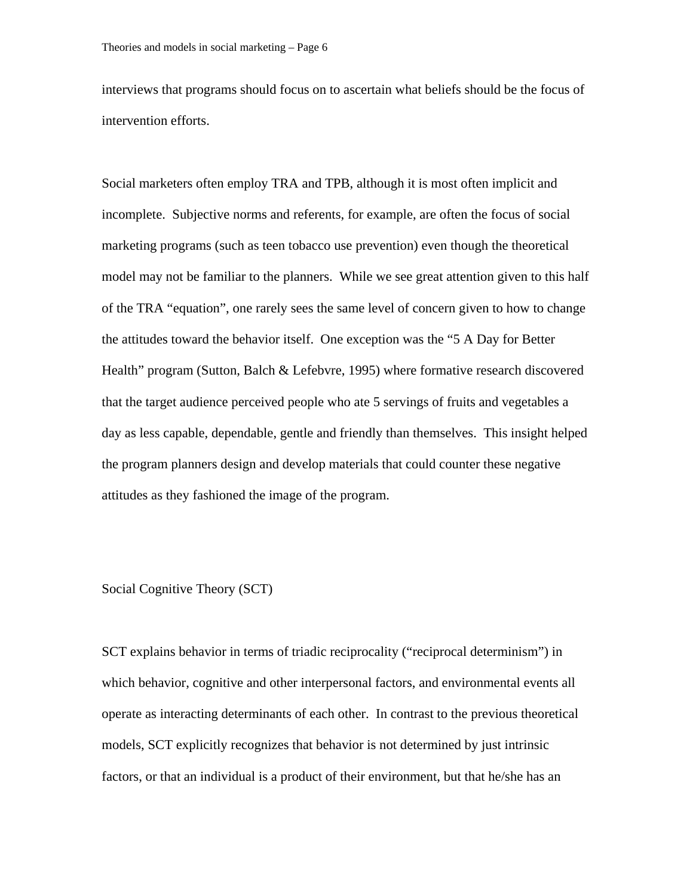interviews that programs should focus on to ascertain what beliefs should be the focus of intervention efforts.

Social marketers often employ TRA and TPB, although it is most often implicit and incomplete. Subjective norms and referents, for example, are often the focus of social marketing programs (such as teen tobacco use prevention) even though the theoretical model may not be familiar to the planners. While we see great attention given to this half of the TRA "equation", one rarely sees the same level of concern given to how to change the attitudes toward the behavior itself. One exception was the "5 A Day for Better Health" program (Sutton, Balch & Lefebvre, 1995) where formative research discovered that the target audience perceived people who ate 5 servings of fruits and vegetables a day as less capable, dependable, gentle and friendly than themselves. This insight helped the program planners design and develop materials that could counter these negative attitudes as they fashioned the image of the program.

## Social Cognitive Theory (SCT)

SCT explains behavior in terms of triadic reciprocality ("reciprocal determinism") in which behavior, cognitive and other interpersonal factors, and environmental events all operate as interacting determinants of each other. In contrast to the previous theoretical models, SCT explicitly recognizes that behavior is not determined by just intrinsic factors, or that an individual is a product of their environment, but that he/she has an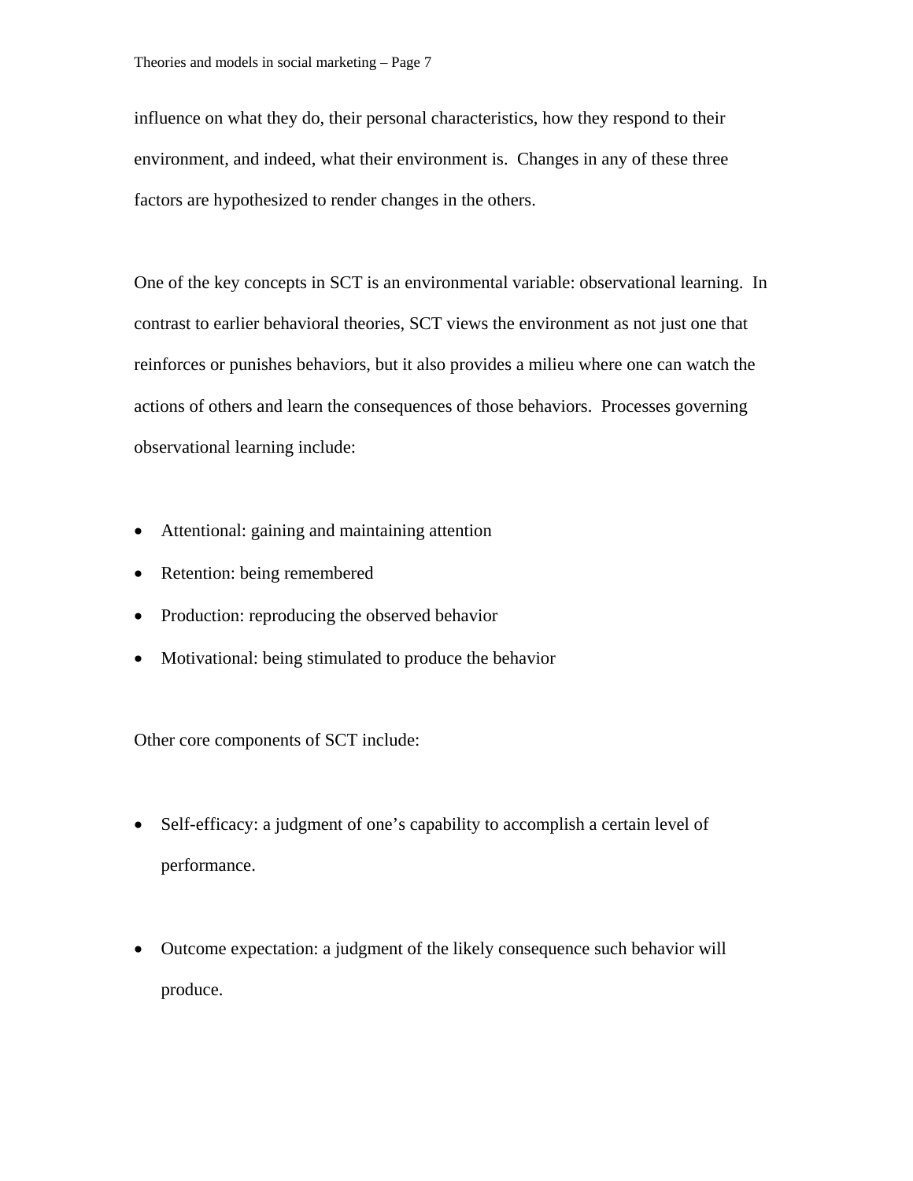influence on what they do, their personal characteristics, how they respond to their environment, and indeed, what their environment is. Changes in any of these three factors are hypothesized to render changes in the others.

One of the key concepts in SCT is an environmental variable: observational learning. In contrast to earlier behavioral theories, SCT views the environment as not just one that reinforces or punishes behaviors, but it also provides a milieu where one can watch the actions of others and learn the consequences of those behaviors. Processes governing observational learning include:

- Attentional: gaining and maintaining attention
- Retention: being remembered
- Production: reproducing the observed behavior
- Motivational: being stimulated to produce the behavior

Other core components of SCT include:

- Self-efficacy: a judgment of one's capability to accomplish a certain level of performance.

- Outcome expectation: a judgment of the likely consequence such behavior will produce.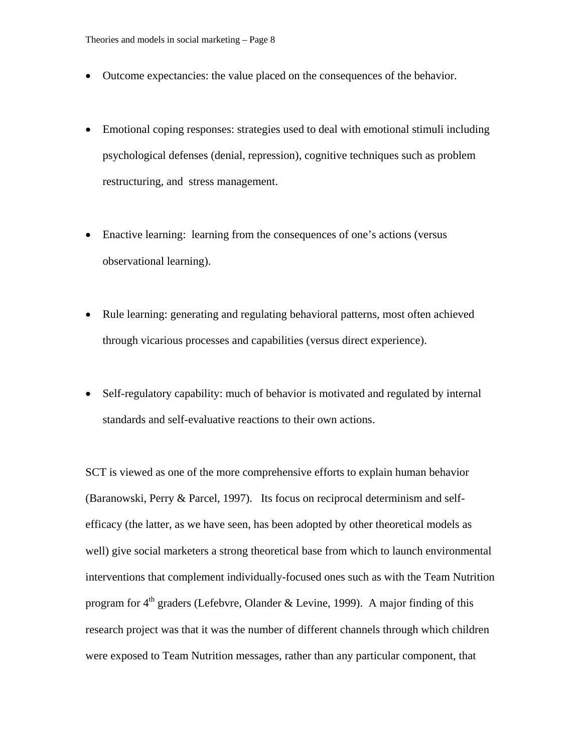- Outcome expectancies: the value placed on the consequences of the behavior.

- Emotional coping responses: strategies used to deal with emotional stimuli including psychological defenses (denial, repression), cognitive techniques such as problem restructuring, and stress management.

- Enactive learning: learning from the consequences of one's actions (versus observational learning).

- Rule learning: generating and regulating behavioral patterns, most often achieved through vicarious processes and capabilities (versus direct experience).

- Self-regulatory capability: much of behavior is motivated and regulated by internal standards and self-evaluative reactions to their own actions.

SCT is viewed as one of the more comprehensive efforts to explain human behavior (Baranowski, Perry & Parcel, 1997). Its focus on reciprocal determinism and self-efficacy (the latter, as we have seen, has been adopted by other theoretical models as well) give social marketers a strong theoretical base from which to launch environmental interventions that complement individually-focused ones such as with the Team Nutrition program for 4th graders (Lefebvre, Olander & Levine, 1999). A major finding of this research project was that it was the number of different channels through which children were exposed to Team Nutrition messages, rather than any particular component, that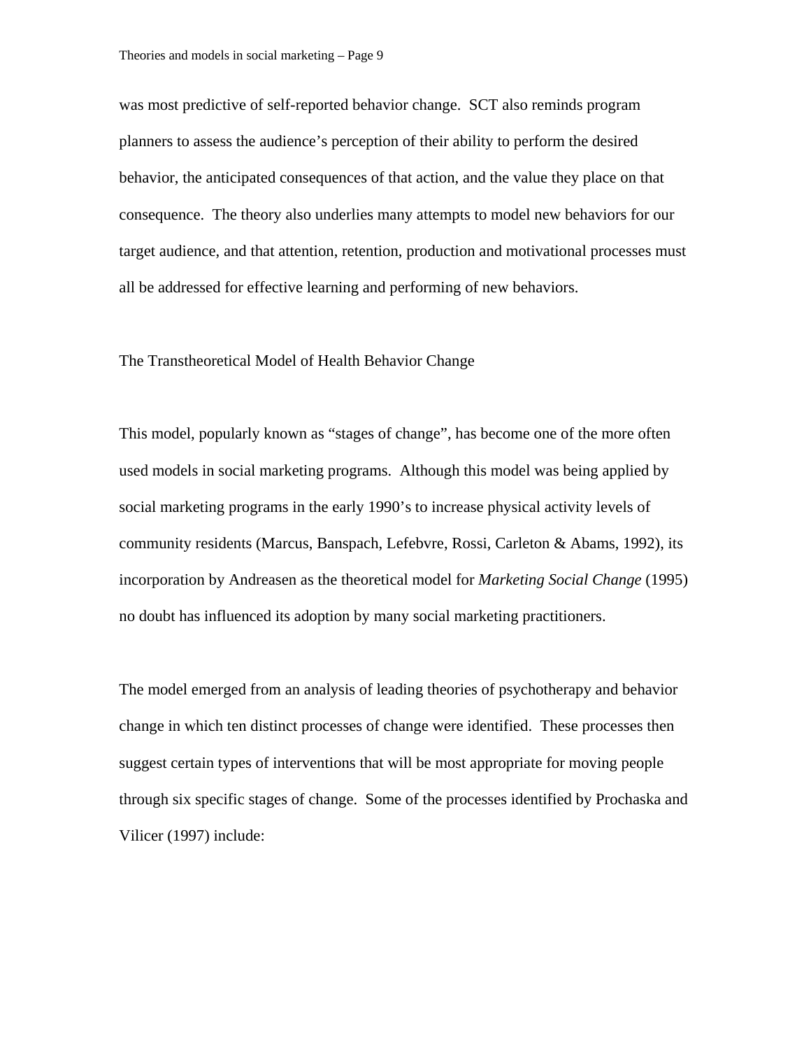was most predictive of self-reported behavior change. SCT also reminds program planners to assess the audience's perception of their ability to perform the desired behavior, the anticipated consequences of that action, and the value they place on that consequence. The theory also underlies many attempts to model new behaviors for our target audience, and that attention, retention, production and motivational processes must all be addressed for effective learning and performing of new behaviors.

## The Transtheoretical Model of Health Behavior Change

This model, popularly known as "stages of change", has become one of the more often used models in social marketing programs. Although this model was being applied by social marketing programs in the early 1990's to increase physical activity levels of community residents (Marcus, Banspach, Lefebvre, Rossi, Carleton & Abams, 1992), its incorporation by Andreasen as the theoretical model for *Marketing Social Change* (1995) no doubt has influenced its adoption by many social marketing practitioners.

The model emerged from an analysis of leading theories of psychotherapy and behavior change in which ten distinct processes of change were identified. These processes then suggest certain types of interventions that will be most appropriate for moving people through six specific stages of change. Some of the processes identified by Prochaska and Vilicer (1997) include: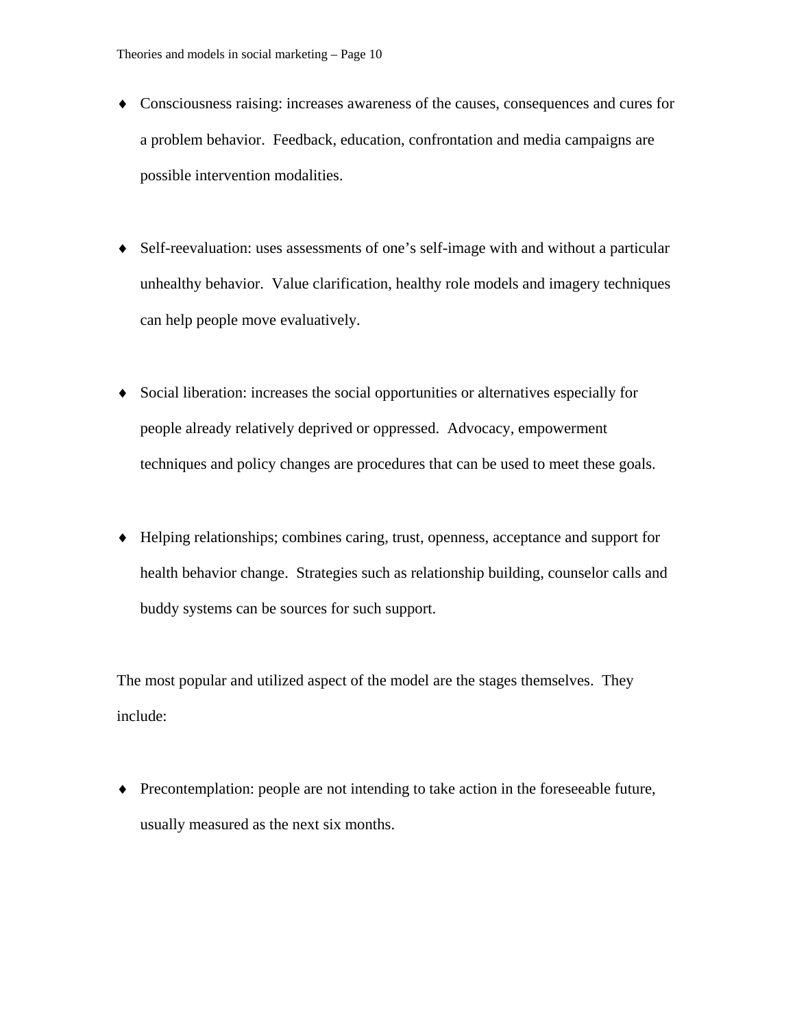- Consciousness raising: increases awareness of the causes, consequences and cures for a problem behavior. Feedback, education, confrontation and media campaigns are possible intervention modalities.

- Self-reevaluation: uses assessments of one's self-image with and without a particular unhealthy behavior. Value clarification, healthy role models and imagery techniques can help people move evaluatively.

- Social liberation: increases the social opportunities or alternatives especially for people already relatively deprived or oppressed. Advocacy, empowerment techniques and policy changes are procedures that can be used to meet these goals.

- Helping relationships; combines caring, trust, openness, acceptance and support for health behavior change. Strategies such as relationship building, counselor calls and buddy systems can be sources for such support.

The most popular and utilized aspect of the model are the stages themselves. They include:

- Precontemplation: people are not intending to take action in the foreseeable future, usually measured as the next six months.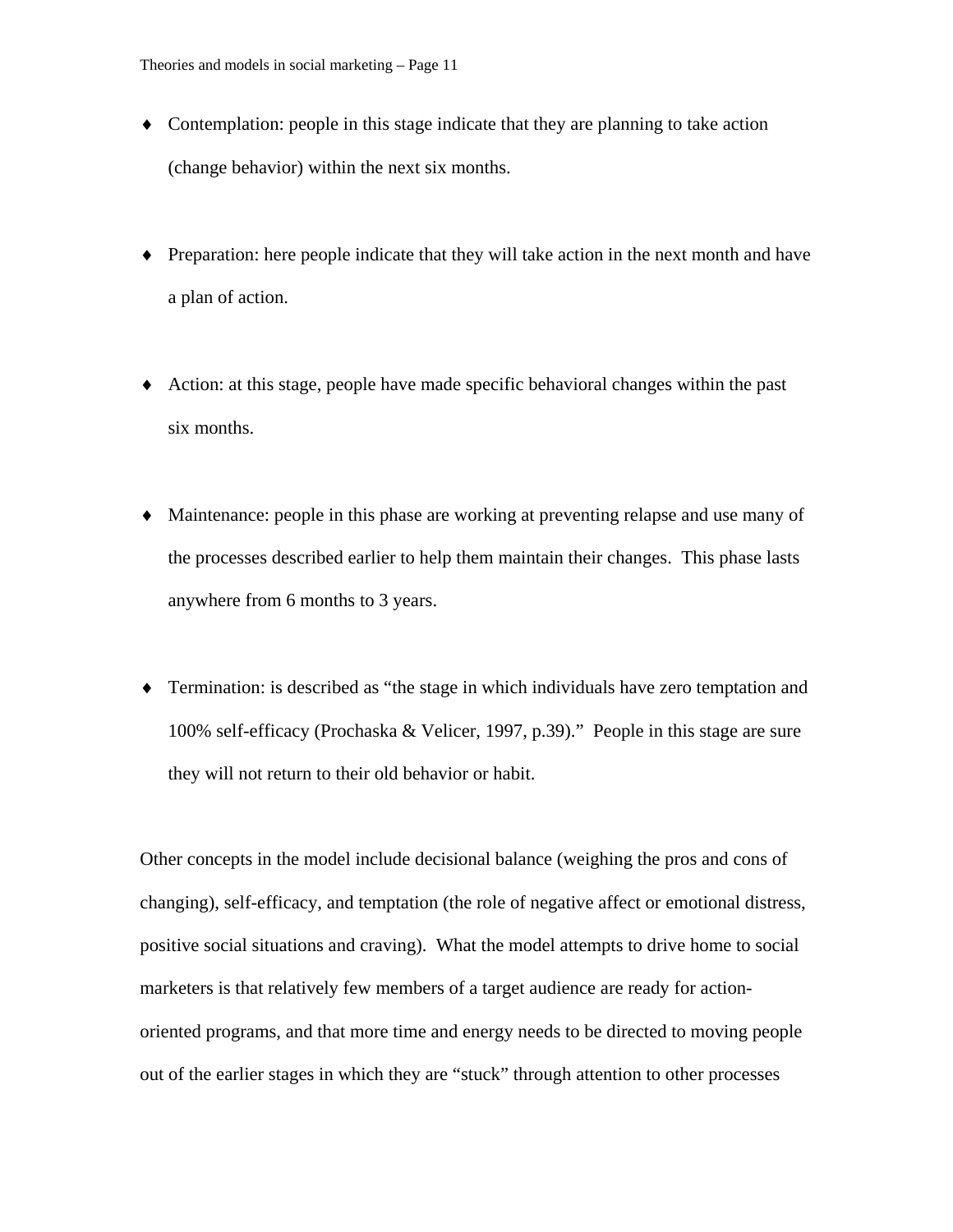- Contemplation: people in this stage indicate that they are planning to take action (change behavior) within the next six months.

- Preparation: here people indicate that they will take action in the next month and have a plan of action.

- Action: at this stage, people have made specific behavioral changes within the past six months.

- Maintenance: people in this phase are working at preventing relapse and use many of the processes described earlier to help them maintain their changes. This phase lasts anywhere from 6 months to 3 years.

- Termination: is described as "the stage in which individuals have zero temptation and 100% self-efficacy (Prochaska & Velicer, 1997, p.39)." People in this stage are sure they will not return to their old behavior or habit.

Other concepts in the model include decisional balance (weighing the pros and cons of changing), self-efficacy, and temptation (the role of negative affect or emotional distress, positive social situations and craving). What the model attempts to drive home to social marketers is that relatively few members of a target audience are ready for action-oriented programs, and that more time and energy needs to be directed to moving people out of the earlier stages in which they are "stuck" through attention to other processes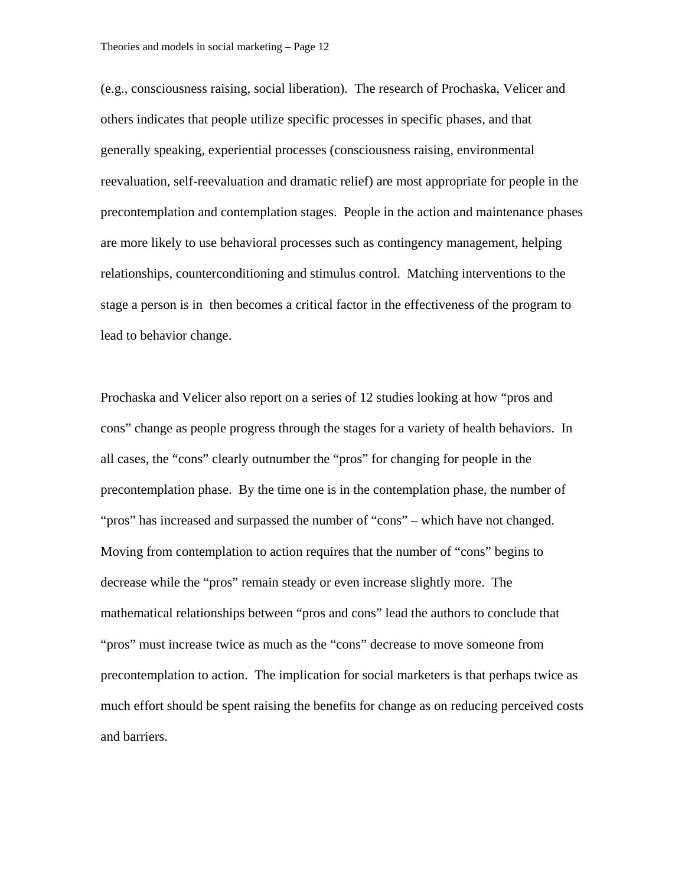(e.g., consciousness raising, social liberation). The research of Prochaska, Velicer and others indicates that people utilize specific processes in specific phases, and that generally speaking, experiential processes (consciousness raising, environmental reevaluation, self-reevaluation and dramatic relief) are most appropriate for people in the precontemplation and contemplation stages. People in the action and maintenance phases are more likely to use behavioral processes such as contingency management, helping relationships, counterconditioning and stimulus control. Matching interventions to the stage a person is in then becomes a critical factor in the effectiveness of the program to lead to behavior change.

Prochaska and Velicer also report on a series of 12 studies looking at how "pros and cons" change as people progress through the stages for a variety of health behaviors. In all cases, the "cons" clearly outnumber the "pros" for changing for people in the precontemplation phase. By the time one is in the contemplation phase, the number of "pros" has increased and surpassed the number of "cons" – which have not changed. Moving from contemplation to action requires that the number of "cons" begins to decrease while the "pros" remain steady or even increase slightly more. The mathematical relationships between "pros and cons" lead the authors to conclude that "pros" must increase twice as much as the "cons" decrease to move someone from precontemplation to action. The implication for social marketers is that perhaps twice as much effort should be spent raising the benefits for change as on reducing perceived costs and barriers.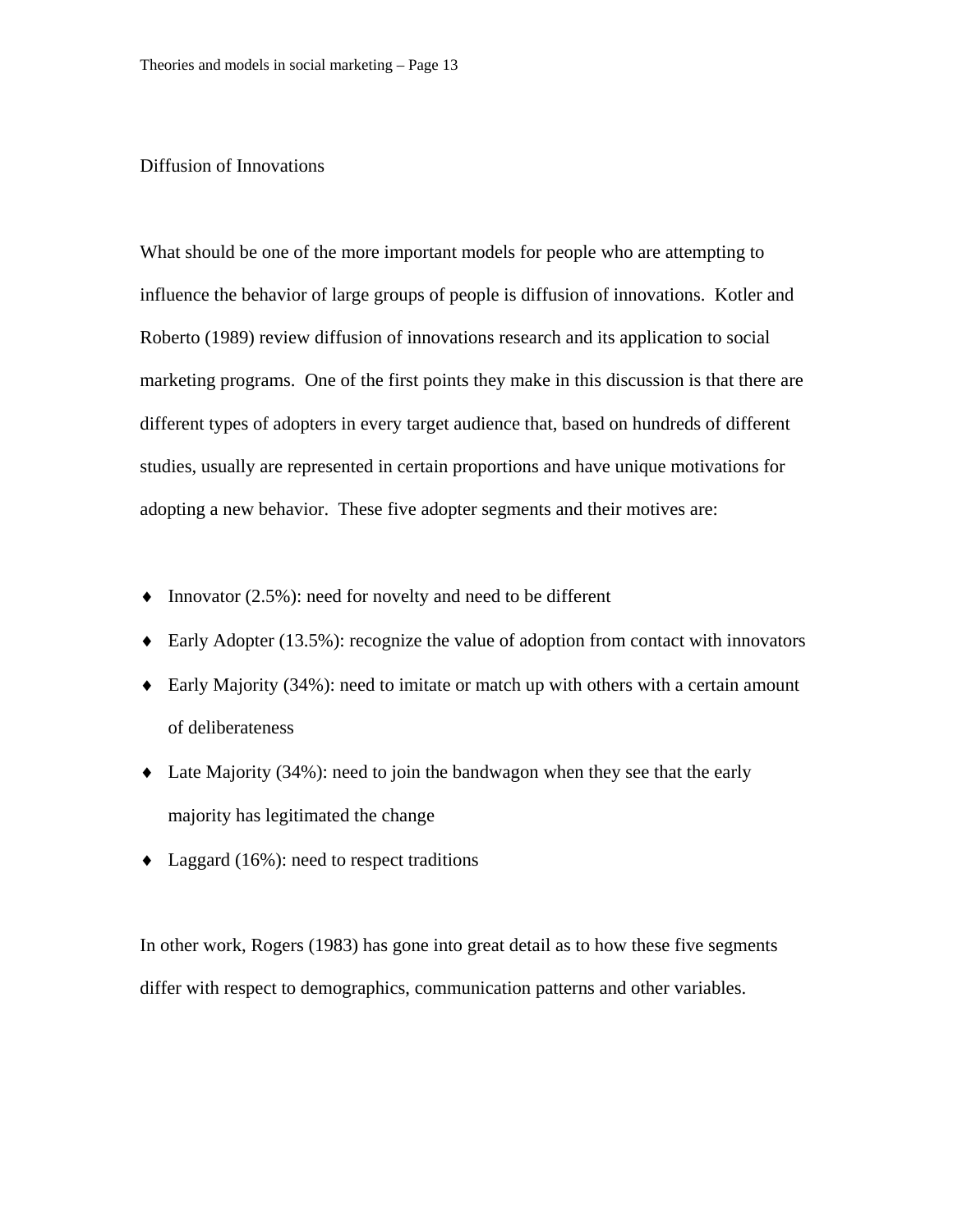## Diffusion of Innovations

What should be one of the more important models for people who are attempting to influence the behavior of large groups of people is diffusion of innovations. Kotler and Roberto (1989) review diffusion of innovations research and its application to social marketing programs. One of the first points they make in this discussion is that there are different types of adopters in every target audience that, based on hundreds of different studies, usually are represented in certain proportions and have unique motivations for adopting a new behavior. These five adopter segments and their motives are:

- Innovator (2.5%): need for novelty and need to be different
- Early Adopter (13.5%): recognize the value of adoption from contact with innovators
- Early Majority (34%): need to imitate or match up with others with a certain amount of deliberateness
- Late Majority (34%): need to join the bandwagon when they see that the early majority has legitimated the change
- Laggard (16%): need to respect traditions

In other work, Rogers (1983) has gone into great detail as to how these five segments differ with respect to demographics, communication patterns and other variables.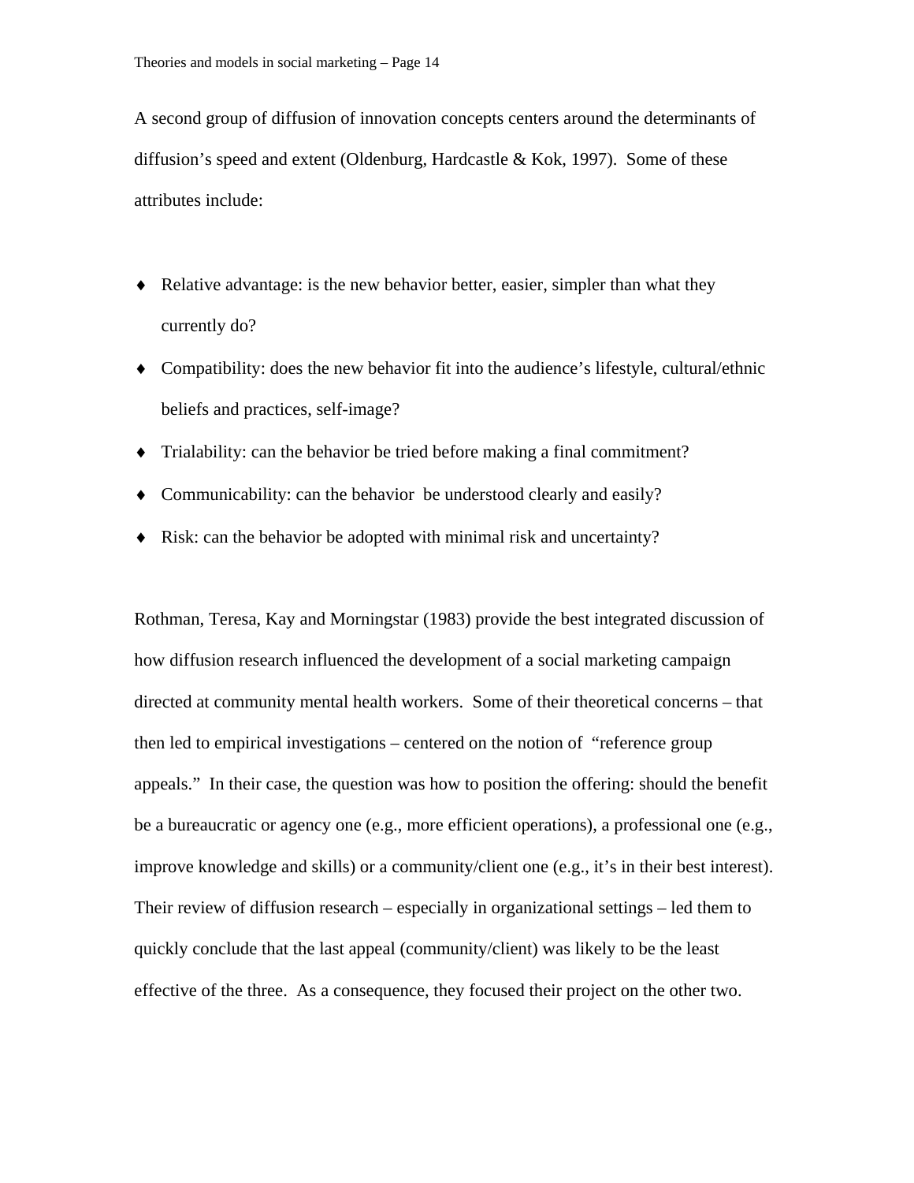A second group of diffusion of innovation concepts centers around the determinants of diffusion's speed and extent (Oldenburg, Hardcastle & Kok, 1997). Some of these attributes include:

- Relative advantage: is the new behavior better, easier, simpler than what they currently do?
- Compatibility: does the new behavior fit into the audience's lifestyle, cultural/ethnic beliefs and practices, self-image?
- Trialability: can the behavior be tried before making a final commitment?
- Communicability: can the behavior be understood clearly and easily?
- Risk: can the behavior be adopted with minimal risk and uncertainty?

Rothman, Teresa, Kay and Morningstar (1983) provide the best integrated discussion of how diffusion research influenced the development of a social marketing campaign directed at community mental health workers. Some of their theoretical concerns – that then led to empirical investigations – centered on the notion of "reference group appeals." In their case, the question was how to position the offering: should the benefit be a bureaucratic or agency one (e.g., more efficient operations), a professional one (e.g., improve knowledge and skills) or a community/client one (e.g., it's in their best interest). Their review of diffusion research – especially in organizational settings – led them to quickly conclude that the last appeal (community/client) was likely to be the least effective of the three. As a consequence, they focused their project on the other two.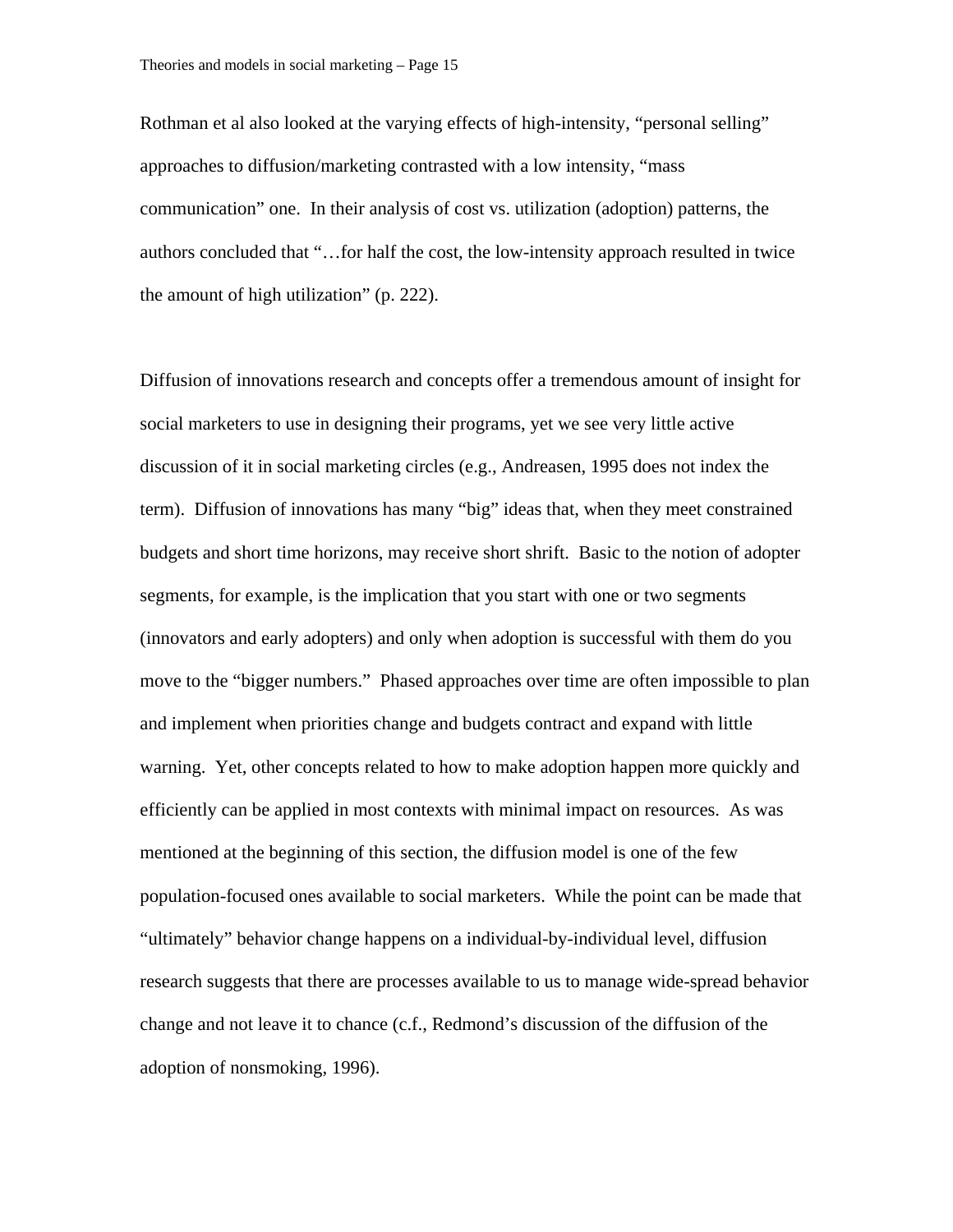Rothman et al also looked at the varying effects of high-intensity, "personal selling" approaches to diffusion/marketing contrasted with a low intensity, "mass communication" one. In their analysis of cost vs. utilization (adoption) patterns, the authors concluded that "…for half the cost, the low-intensity approach resulted in twice the amount of high utilization" (p. 222).

Diffusion of innovations research and concepts offer a tremendous amount of insight for social marketers to use in designing their programs, yet we see very little active discussion of it in social marketing circles (e.g., Andreasen, 1995 does not index the term). Diffusion of innovations has many "big" ideas that, when they meet constrained budgets and short time horizons, may receive short shrift. Basic to the notion of adopter segments, for example, is the implication that you start with one or two segments (innovators and early adopters) and only when adoption is successful with them do you move to the "bigger numbers." Phased approaches over time are often impossible to plan and implement when priorities change and budgets contract and expand with little warning. Yet, other concepts related to how to make adoption happen more quickly and efficiently can be applied in most contexts with minimal impact on resources. As was mentioned at the beginning of this section, the diffusion model is one of the few population-focused ones available to social marketers. While the point can be made that "ultimately" behavior change happens on a individual-by-individual level, diffusion research suggests that there are processes available to us to manage wide-spread behavior change and not leave it to chance (c.f., Redmond's discussion of the diffusion of the adoption of nonsmoking, 1996).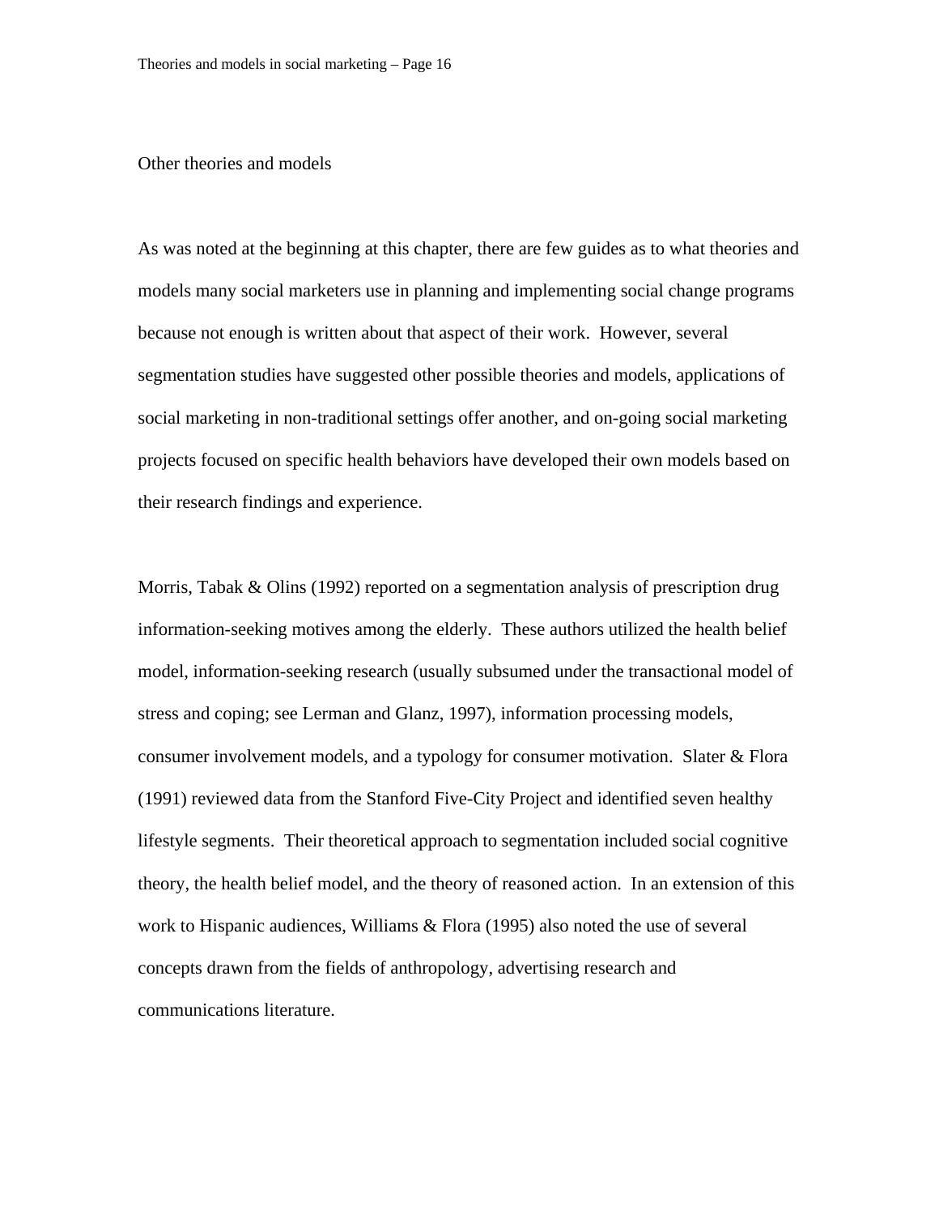## Other theories and models

As was noted at the beginning at this chapter, there are few guides as to what theories and models many social marketers use in planning and implementing social change programs because not enough is written about that aspect of their work. However, several segmentation studies have suggested other possible theories and models, applications of social marketing in non-traditional settings offer another, and on-going social marketing projects focused on specific health behaviors have developed their own models based on their research findings and experience.

Morris, Tabak & Olins (1992) reported on a segmentation analysis of prescription drug information-seeking motives among the elderly. These authors utilized the health belief model, information-seeking research (usually subsumed under the transactional model of stress and coping; see Lerman and Glanz, 1997), information processing models, consumer involvement models, and a typology for consumer motivation. Slater & Flora (1991) reviewed data from the Stanford Five-City Project and identified seven healthy lifestyle segments. Their theoretical approach to segmentation included social cognitive theory, the health belief model, and the theory of reasoned action. In an extension of this work to Hispanic audiences, Williams & Flora (1995) also noted the use of several concepts drawn from the fields of anthropology, advertising research and communications literature.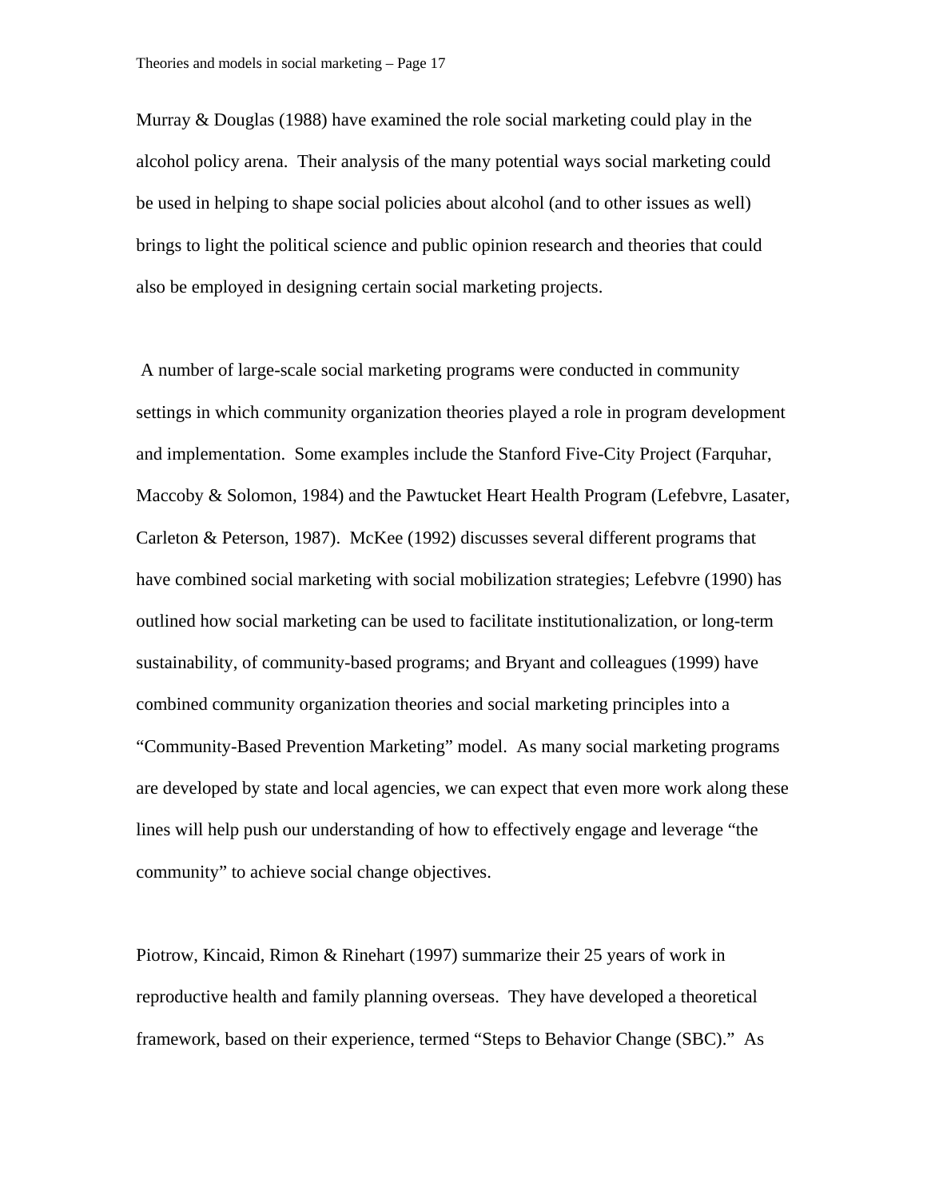Murray & Douglas (1988) have examined the role social marketing could play in the alcohol policy arena. Their analysis of the many potential ways social marketing could be used in helping to shape social policies about alcohol (and to other issues as well) brings to light the political science and public opinion research and theories that could also be employed in designing certain social marketing projects.

A number of large-scale social marketing programs were conducted in community settings in which community organization theories played a role in program development and implementation. Some examples include the Stanford Five-City Project (Farquhar, Maccoby & Solomon, 1984) and the Pawtucket Heart Health Program (Lefebvre, Lasater, Carleton & Peterson, 1987). McKee (1992) discusses several different programs that have combined social marketing with social mobilization strategies; Lefebvre (1990) has outlined how social marketing can be used to facilitate institutionalization, or long-term sustainability, of community-based programs; and Bryant and colleagues (1999) have combined community organization theories and social marketing principles into a "Community-Based Prevention Marketing" model. As many social marketing programs are developed by state and local agencies, we can expect that even more work along these lines will help push our understanding of how to effectively engage and leverage "the community" to achieve social change objectives.

Piotrow, Kincaid, Rimon & Rinehart (1997) summarize their 25 years of work in reproductive health and family planning overseas. They have developed a theoretical framework, based on their experience, termed "Steps to Behavior Change (SBC)." As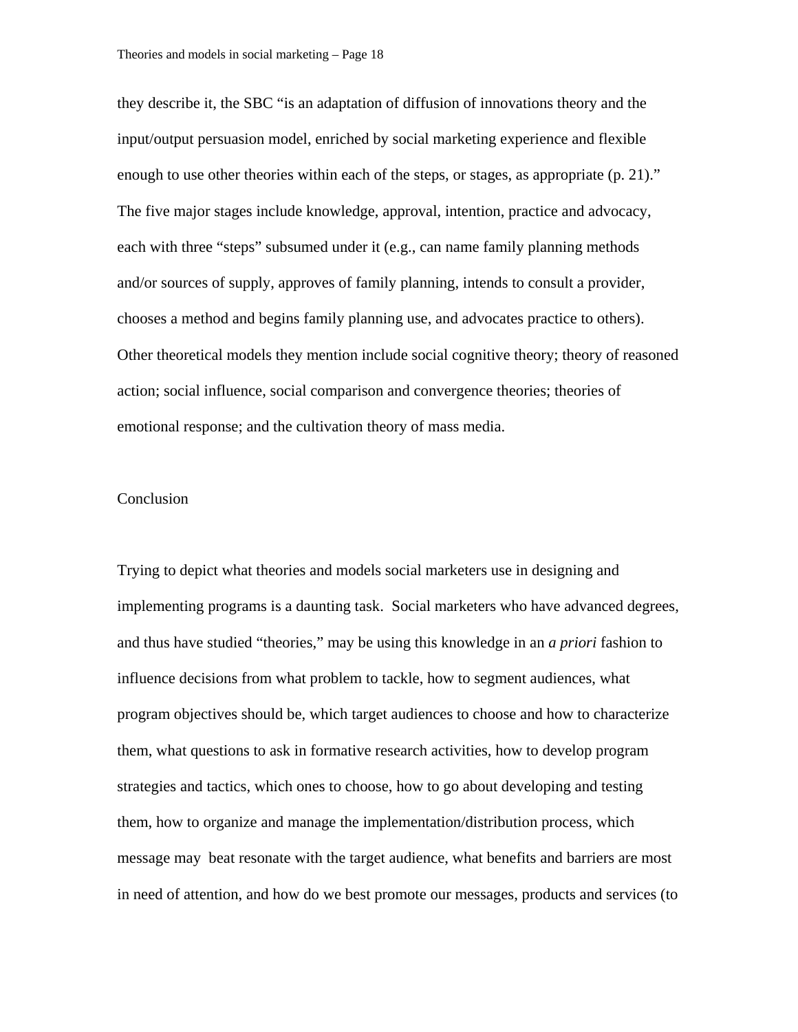they describe it, the SBC "is an adaptation of diffusion of innovations theory and the input/output persuasion model, enriched by social marketing experience and flexible enough to use other theories within each of the steps, or stages, as appropriate (p. 21)." The five major stages include knowledge, approval, intention, practice and advocacy, each with three "steps" subsumed under it (e.g., can name family planning methods and/or sources of supply, approves of family planning, intends to consult a provider, chooses a method and begins family planning use, and advocates practice to others). Other theoretical models they mention include social cognitive theory; theory of reasoned action; social influence, social comparison and convergence theories; theories of emotional response; and the cultivation theory of mass media.

## Conclusion

Trying to depict what theories and models social marketers use in designing and implementing programs is a daunting task. Social marketers who have advanced degrees, and thus have studied "theories," may be using this knowledge in an *a priori* fashion to influence decisions from what problem to tackle, how to segment audiences, what program objectives should be, which target audiences to choose and how to characterize them, what questions to ask in formative research activities, how to develop program strategies and tactics, which ones to choose, how to go about developing and testing them, how to organize and manage the implementation/distribution process, which message may beat resonate with the target audience, what benefits and barriers are most in need of attention, and how do we best promote our messages, products and services (to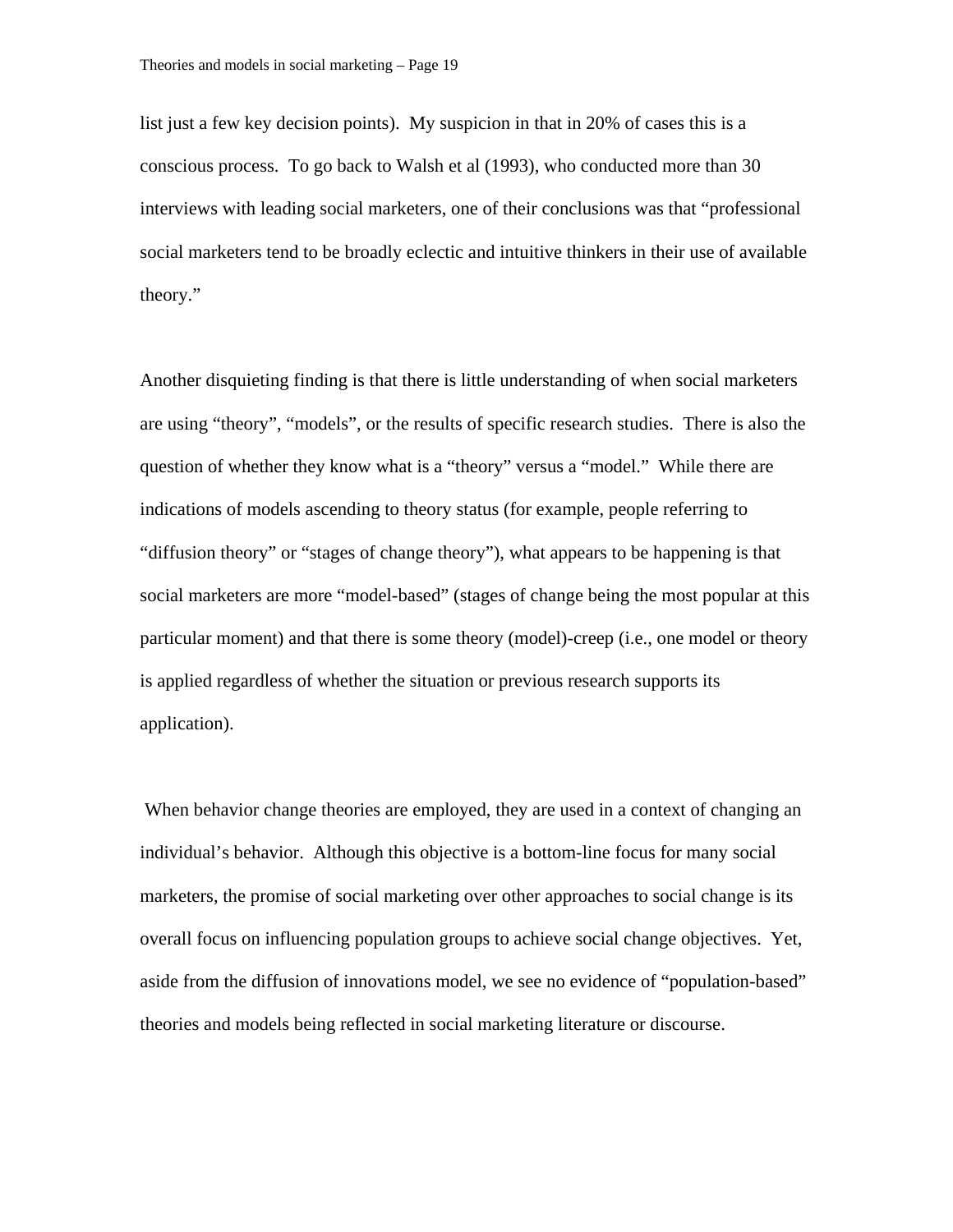list just a few key decision points). My suspicion in that in 20% of cases this is a conscious process. To go back to Walsh et al (1993), who conducted more than 30 interviews with leading social marketers, one of their conclusions was that "professional social marketers tend to be broadly eclectic and intuitive thinkers in their use of available theory."

Another disquieting finding is that there is little understanding of when social marketers are using "theory", "models", or the results of specific research studies. There is also the question of whether they know what is a "theory" versus a "model." While there are indications of models ascending to theory status (for example, people referring to "diffusion theory" or "stages of change theory"), what appears to be happening is that social marketers are more "model-based" (stages of change being the most popular at this particular moment) and that there is some theory (model)-creep (i.e., one model or theory is applied regardless of whether the situation or previous research supports its application).

When behavior change theories are employed, they are used in a context of changing an individual's behavior. Although this objective is a bottom-line focus for many social marketers, the promise of social marketing over other approaches to social change is its overall focus on influencing population groups to achieve social change objectives. Yet, aside from the diffusion of innovations model, we see no evidence of "population-based" theories and models being reflected in social marketing literature or discourse.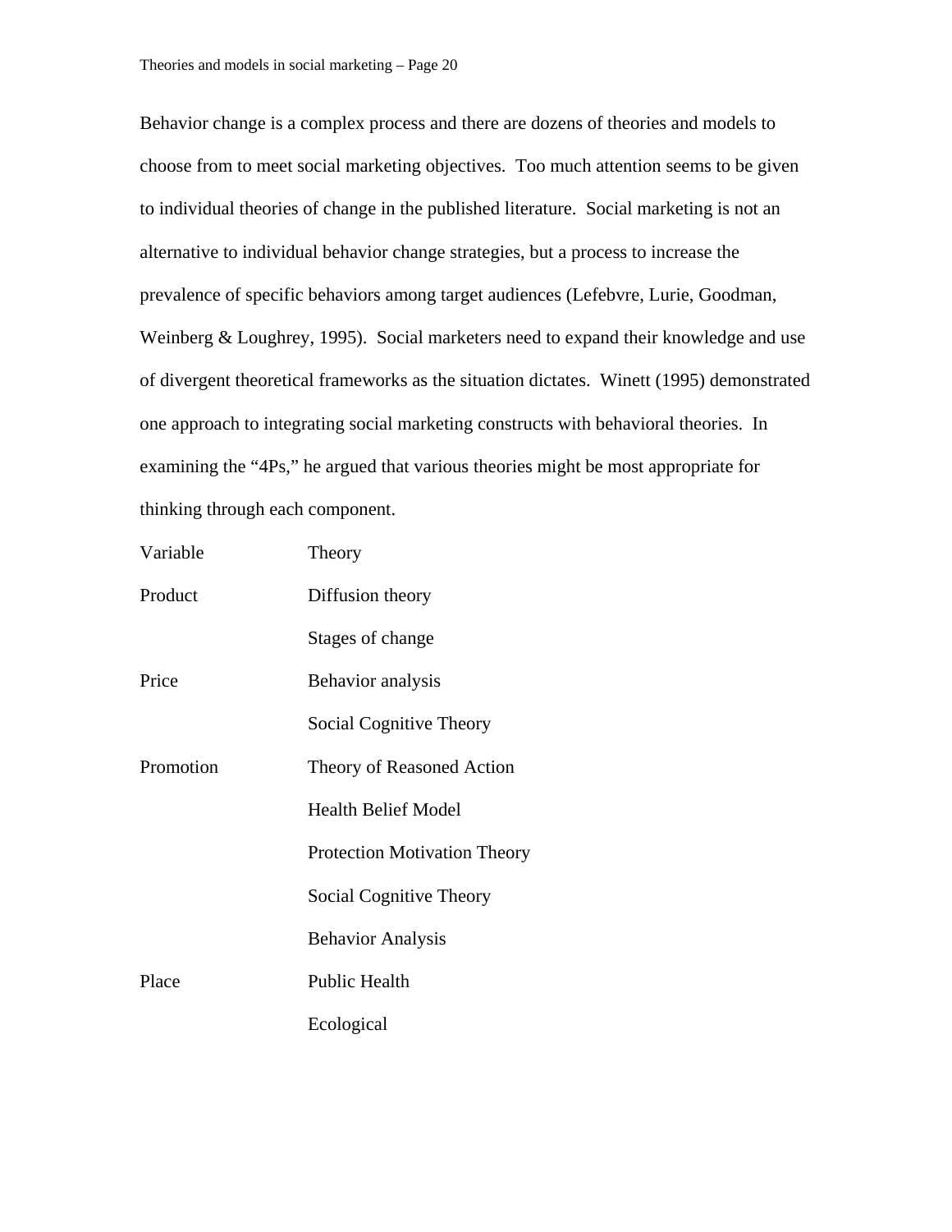Behavior change is a complex process and there are dozens of theories and models to choose from to meet social marketing objectives. Too much attention seems to be given to individual theories of change in the published literature. Social marketing is not an alternative to individual behavior change strategies, but a process to increase the prevalence of specific behaviors among target audiences (Lefebvre, Lurie, Goodman, Weinberg & Loughrey, 1995). Social marketers need to expand their knowledge and use of divergent theoretical frameworks as the situation dictates. Winett (1995) demonstrated one approach to integrating social marketing constructs with behavioral theories. In examining the "4Ps," he argued that various theories might be most appropriate for thinking through each component.

| Variable | Theory |
|---|---|
| Product | Diffusion theory |
| | Stages of change |
| Price | Behavior analysis |
| | Social Cognitive Theory |
| Promotion | Theory of Reasoned Action |
| | Health Belief Model |
| | Protection Motivation Theory |
| | Social Cognitive Theory |
| | Behavior Analysis |
| Place | Public Health |
| | Ecological |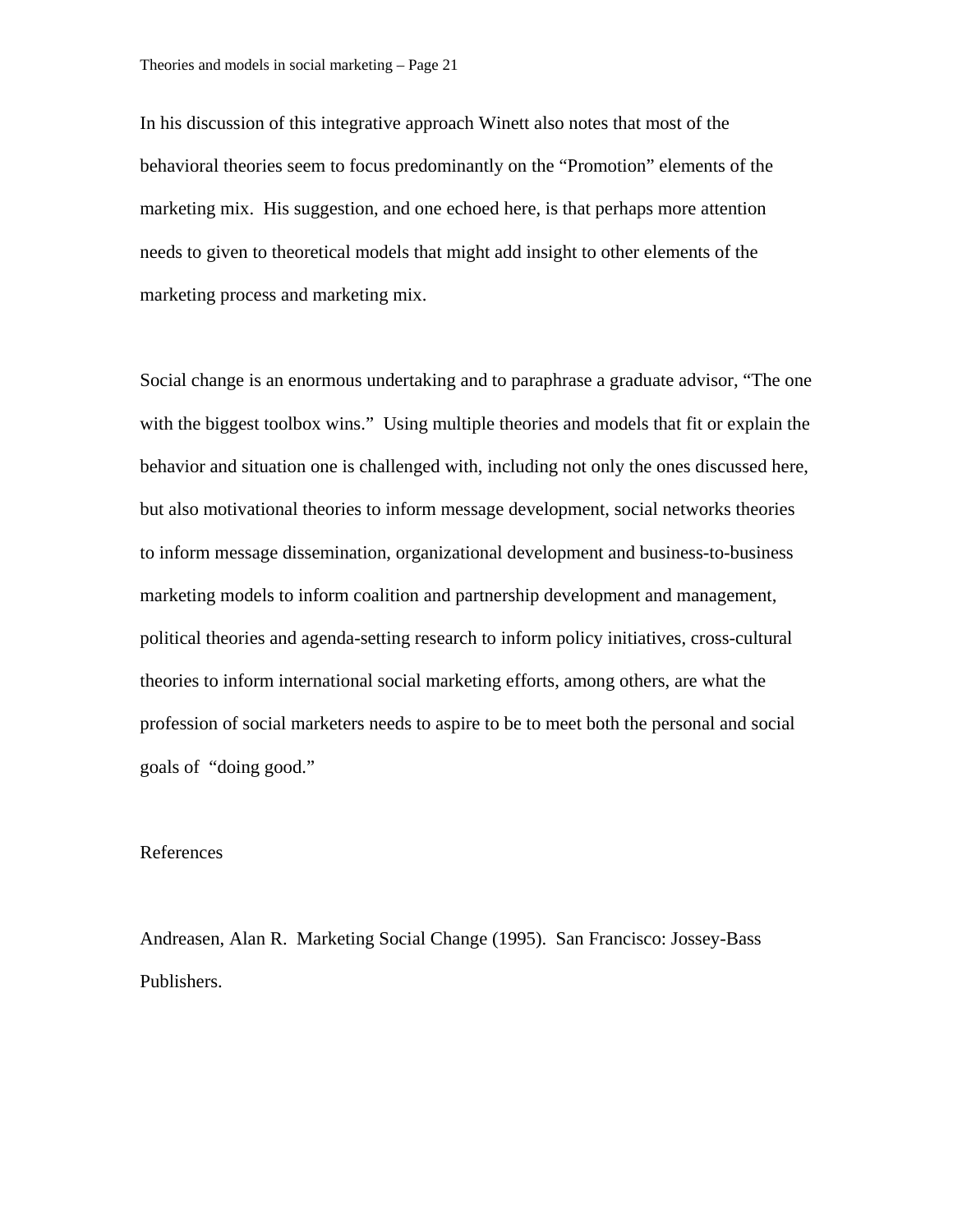In his discussion of this integrative approach Winett also notes that most of the behavioral theories seem to focus predominantly on the "Promotion" elements of the marketing mix. His suggestion, and one echoed here, is that perhaps more attention needs to given to theoretical models that might add insight to other elements of the marketing process and marketing mix.

Social change is an enormous undertaking and to paraphrase a graduate advisor, "The one with the biggest toolbox wins." Using multiple theories and models that fit or explain the behavior and situation one is challenged with, including not only the ones discussed here, but also motivational theories to inform message development, social networks theories to inform message dissemination, organizational development and business-to-business marketing models to inform coalition and partnership development and management, political theories and agenda-setting research to inform policy initiatives, cross-cultural theories to inform international social marketing efforts, among others, are what the profession of social marketers needs to aspire to be to meet both the personal and social goals of "doing good."

## References

Andreasen, Alan R. Marketing Social Change (1995). San Francisco: Jossey-Bass Publishers.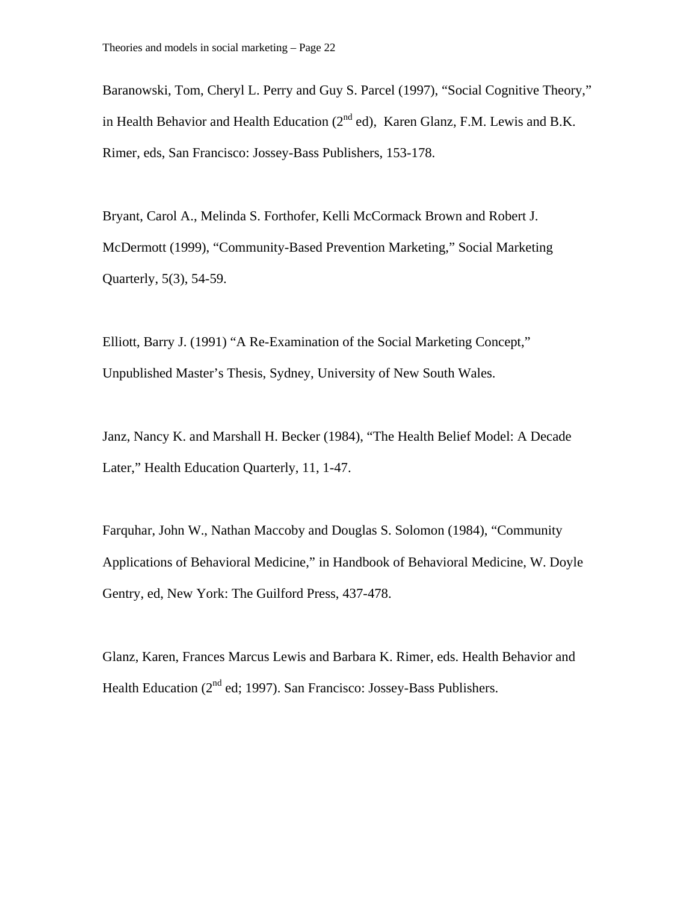Baranowski, Tom, Cheryl L. Perry and Guy S. Parcel (1997), "Social Cognitive Theory," in Health Behavior and Health Education (2nd ed), Karen Glanz, F.M. Lewis and B.K. Rimer, eds, San Francisco: Jossey-Bass Publishers, 153-178.

Bryant, Carol A., Melinda S. Forthofer, Kelli McCormack Brown and Robert J. McDermott (1999), "Community-Based Prevention Marketing," Social Marketing Quarterly, 5(3), 54-59.

Elliott, Barry J. (1991) "A Re-Examination of the Social Marketing Concept," Unpublished Master's Thesis, Sydney, University of New South Wales.

Janz, Nancy K. and Marshall H. Becker (1984), "The Health Belief Model: A Decade Later," Health Education Quarterly, 11, 1-47.

Farquhar, John W., Nathan Maccoby and Douglas S. Solomon (1984), "Community Applications of Behavioral Medicine," in Handbook of Behavioral Medicine, W. Doyle Gentry, ed, New York: The Guilford Press, 437-478.

Glanz, Karen, Frances Marcus Lewis and Barbara K. Rimer, eds. Health Behavior and Health Education (2nd ed; 1997). San Francisco: Jossey-Bass Publishers.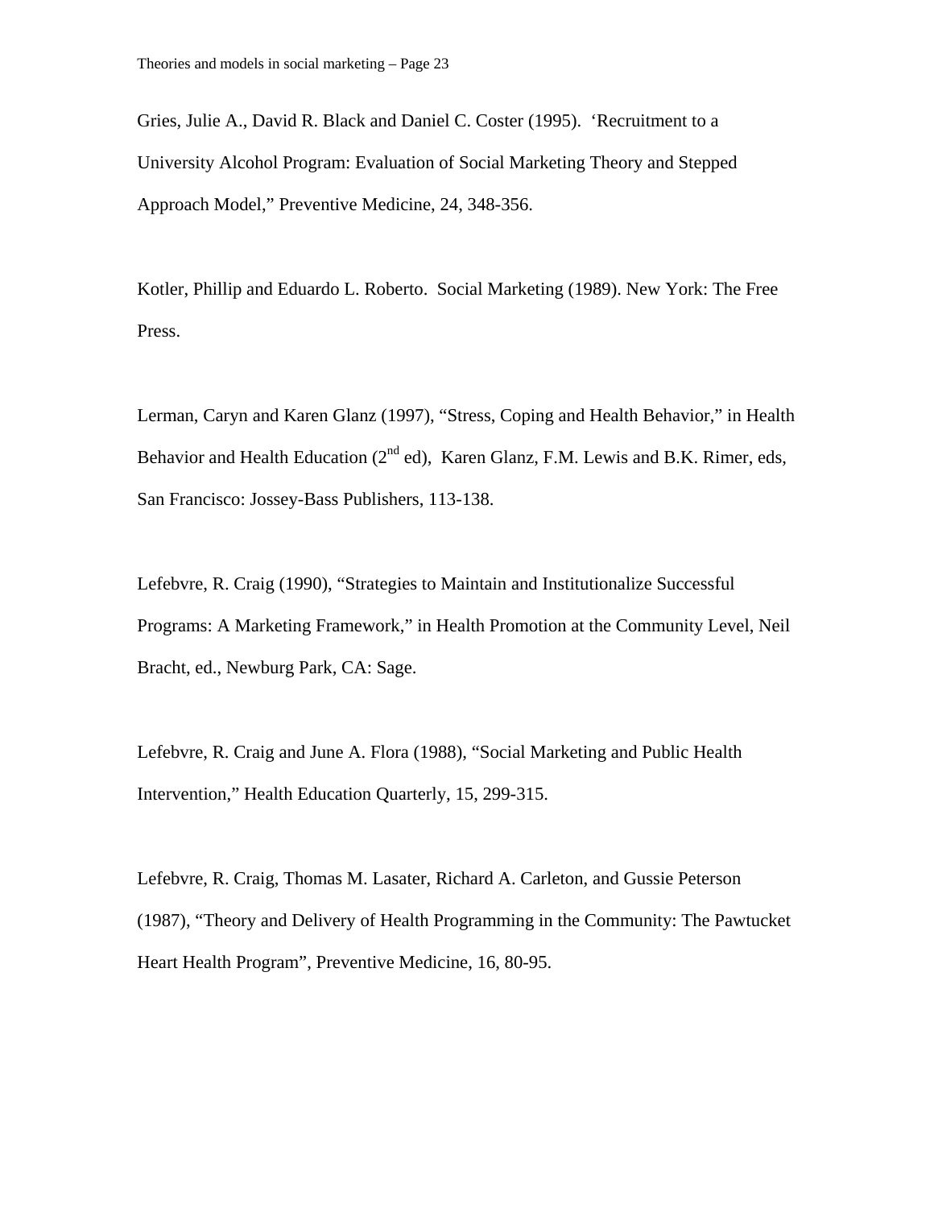Gries, Julie A., David R. Black and Daniel C. Coster (1995). 'Recruitment to a University Alcohol Program: Evaluation of Social Marketing Theory and Stepped Approach Model," Preventive Medicine, 24, 348-356.

Kotler, Phillip and Eduardo L. Roberto. Social Marketing (1989). New York: The Free Press.

Lerman, Caryn and Karen Glanz (1997), "Stress, Coping and Health Behavior," in Health Behavior and Health Education (2nd ed), Karen Glanz, F.M. Lewis and B.K. Rimer, eds, San Francisco: Jossey-Bass Publishers, 113-138.

Lefebvre, R. Craig (1990), "Strategies to Maintain and Institutionalize Successful Programs: A Marketing Framework," in Health Promotion at the Community Level, Neil Bracht, ed., Newburg Park, CA: Sage.

Lefebvre, R. Craig and June A. Flora (1988), "Social Marketing and Public Health Intervention," Health Education Quarterly, 15, 299-315.

Lefebvre, R. Craig, Thomas M. Lasater, Richard A. Carleton, and Gussie Peterson (1987), "Theory and Delivery of Health Programming in the Community: The Pawtucket Heart Health Program", Preventive Medicine, 16, 80-95.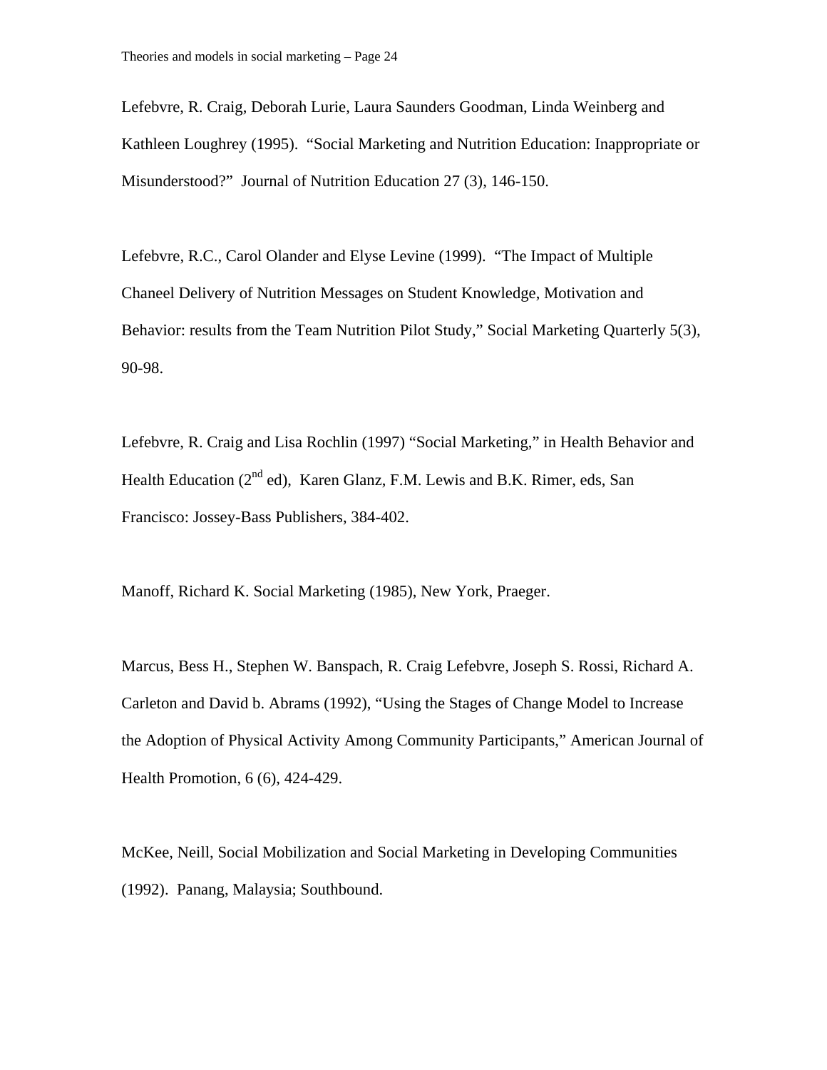Lefebvre, R. Craig, Deborah Lurie, Laura Saunders Goodman, Linda Weinberg and Kathleen Loughrey (1995). "Social Marketing and Nutrition Education: Inappropriate or Misunderstood?" Journal of Nutrition Education 27 (3), 146-150.

Lefebvre, R.C., Carol Olander and Elyse Levine (1999). "The Impact of Multiple Chaneel Delivery of Nutrition Messages on Student Knowledge, Motivation and Behavior: results from the Team Nutrition Pilot Study," Social Marketing Quarterly 5(3), 90-98.

Lefebvre, R. Craig and Lisa Rochlin (1997) "Social Marketing," in Health Behavior and Health Education (2nd ed), Karen Glanz, F.M. Lewis and B.K. Rimer, eds, San Francisco: Jossey-Bass Publishers, 384-402.

Manoff, Richard K. Social Marketing (1985), New York, Praeger.

Marcus, Bess H., Stephen W. Banspach, R. Craig Lefebvre, Joseph S. Rossi, Richard A. Carleton and David b. Abrams (1992), "Using the Stages of Change Model to Increase the Adoption of Physical Activity Among Community Participants," American Journal of Health Promotion, 6 (6), 424-429.

McKee, Neill, Social Mobilization and Social Marketing in Developing Communities (1992). Panang, Malaysia; Southbound.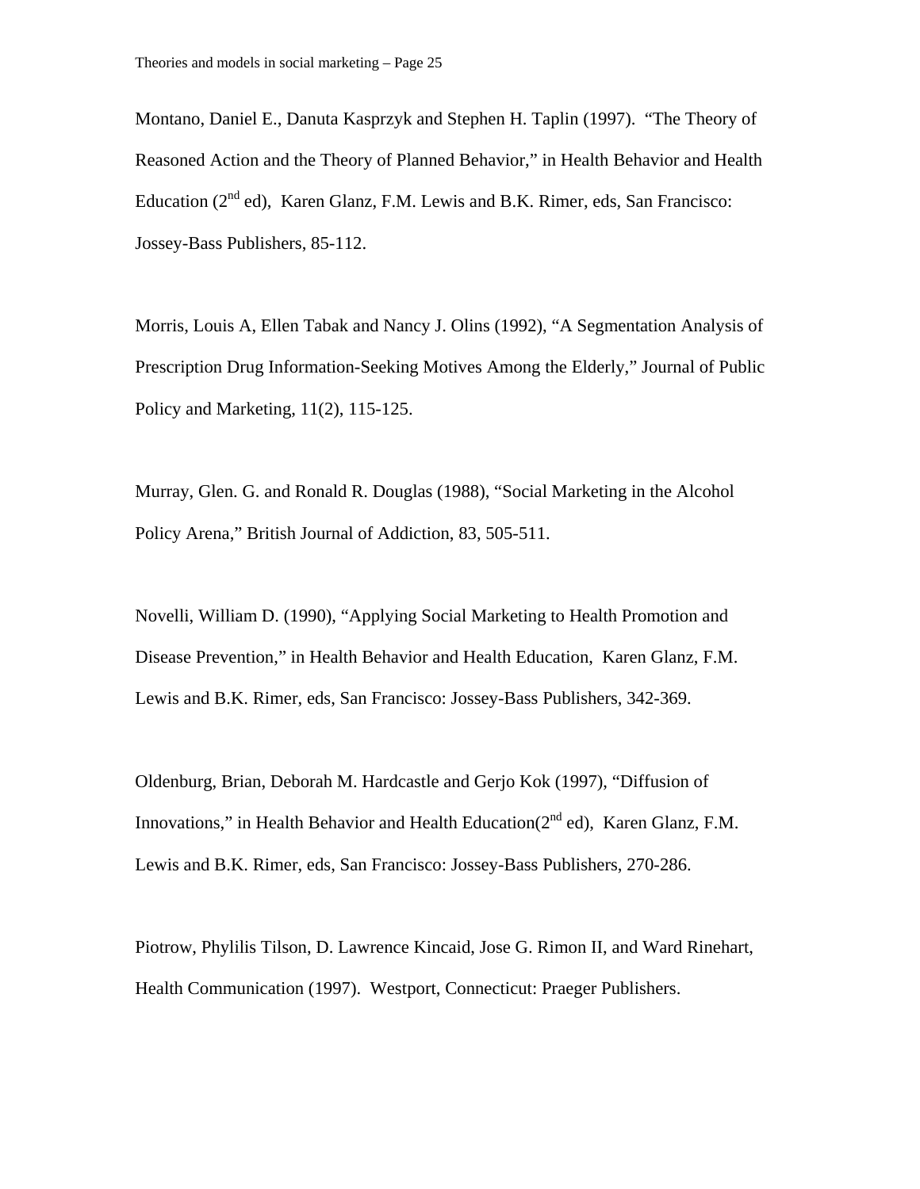Montano, Daniel E., Danuta Kasprzyk and Stephen H. Taplin (1997). "The Theory of Reasoned Action and the Theory of Planned Behavior," in Health Behavior and Health Education (2nd ed), Karen Glanz, F.M. Lewis and B.K. Rimer, eds, San Francisco: Jossey-Bass Publishers, 85-112.

Morris, Louis A, Ellen Tabak and Nancy J. Olins (1992), "A Segmentation Analysis of Prescription Drug Information-Seeking Motives Among the Elderly," Journal of Public Policy and Marketing, 11(2), 115-125.

Murray, Glen. G. and Ronald R. Douglas (1988), "Social Marketing in the Alcohol Policy Arena," British Journal of Addiction, 83, 505-511.

Novelli, William D. (1990), "Applying Social Marketing to Health Promotion and Disease Prevention," in Health Behavior and Health Education, Karen Glanz, F.M. Lewis and B.K. Rimer, eds, San Francisco: Jossey-Bass Publishers, 342-369.

Oldenburg, Brian, Deborah M. Hardcastle and Gerjo Kok (1997), "Diffusion of Innovations," in Health Behavior and Health Education(2nd ed), Karen Glanz, F.M. Lewis and B.K. Rimer, eds, San Francisco: Jossey-Bass Publishers, 270-286.

Piotrow, Phylilis Tilson, D. Lawrence Kincaid, Jose G. Rimon II, and Ward Rinehart, Health Communication (1997). Westport, Connecticut: Praeger Publishers.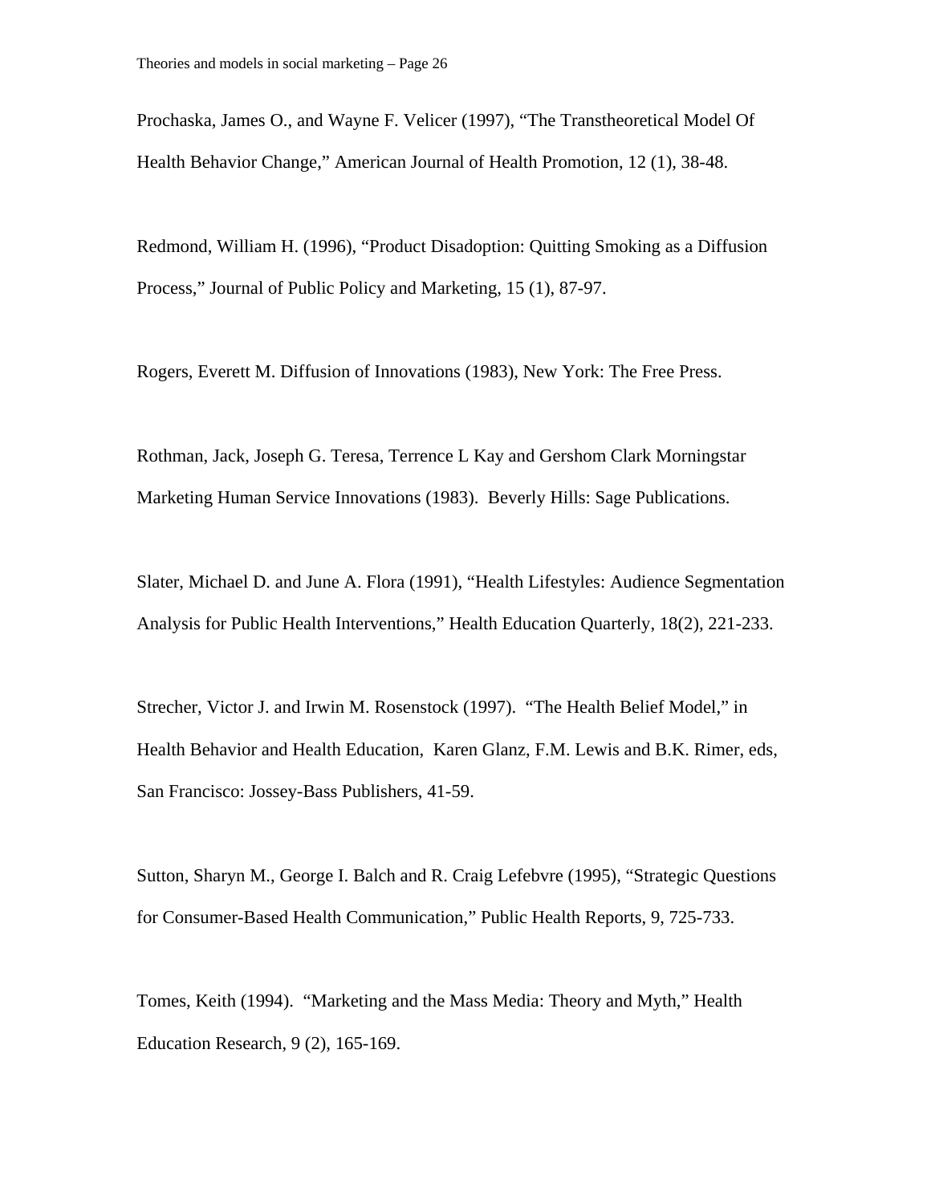Prochaska, James O., and Wayne F. Velicer (1997), "The Transtheoretical Model Of Health Behavior Change," American Journal of Health Promotion, 12 (1), 38-48.

Redmond, William H. (1996), "Product Disadoption: Quitting Smoking as a Diffusion Process," Journal of Public Policy and Marketing, 15 (1), 87-97.

Rogers, Everett M. Diffusion of Innovations (1983), New York: The Free Press.

Rothman, Jack, Joseph G. Teresa, Terrence L Kay and Gershom Clark Morningstar Marketing Human Service Innovations (1983). Beverly Hills: Sage Publications.

Slater, Michael D. and June A. Flora (1991), "Health Lifestyles: Audience Segmentation Analysis for Public Health Interventions," Health Education Quarterly, 18(2), 221-233.

Strecher, Victor J. and Irwin M. Rosenstock (1997). "The Health Belief Model," in Health Behavior and Health Education, Karen Glanz, F.M. Lewis and B.K. Rimer, eds, San Francisco: Jossey-Bass Publishers, 41-59.

Sutton, Sharyn M., George I. Balch and R. Craig Lefebvre (1995), "Strategic Questions for Consumer-Based Health Communication," Public Health Reports, 9, 725-733.

Tomes, Keith (1994). "Marketing and the Mass Media: Theory and Myth," Health Education Research, 9 (2), 165-169.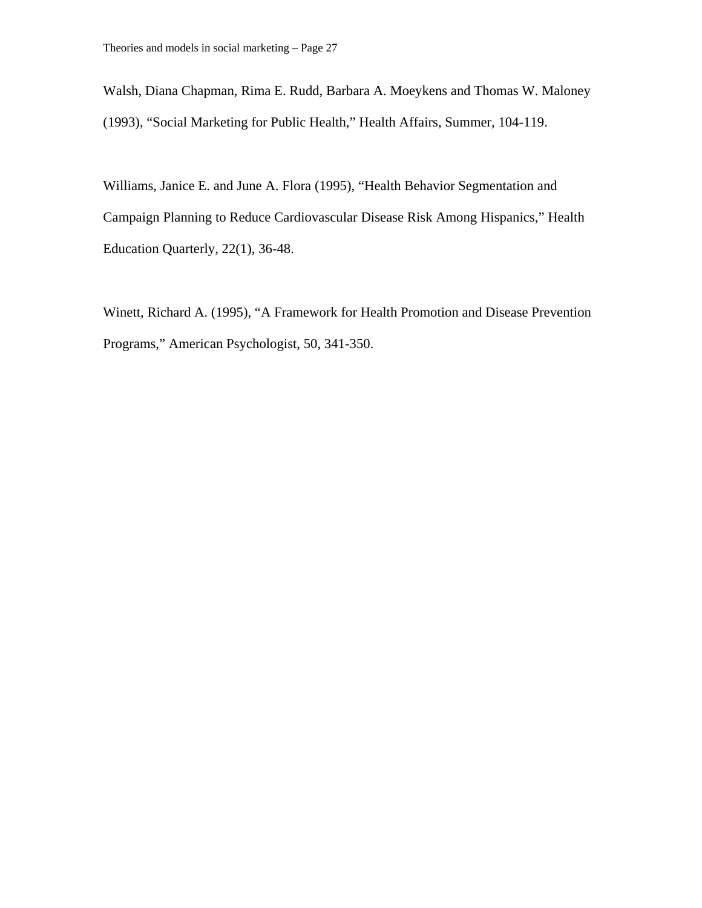Walsh, Diana Chapman, Rima E. Rudd, Barbara A. Moeykens and Thomas W. Maloney (1993), “Social Marketing for Public Health,” Health Affairs, Summer, 104-119.

Williams, Janice E. and June A. Flora (1995), “Health Behavior Segmentation and Campaign Planning to Reduce Cardiovascular Disease Risk Among Hispanics,” Health Education Quarterly, 22(1), 36-48.

Winett, Richard A. (1995), “A Framework for Health Promotion and Disease Prevention Programs,” American Psychologist, 50, 341-350.